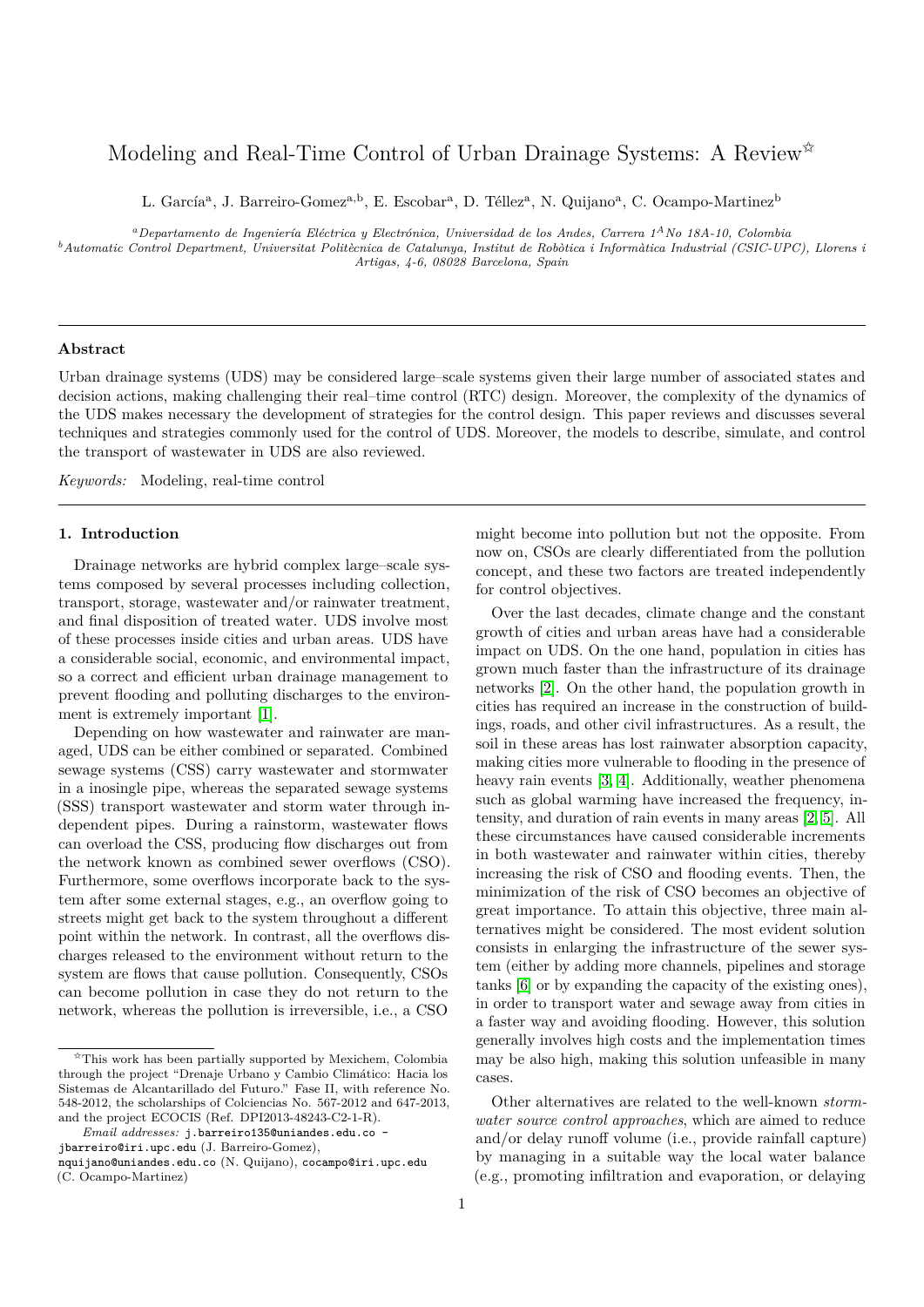# Modeling and Real-Time Control of Urban Drainage Systems: A Review[☆]

L. García[a], J. Barreiro-Gomez[a,b], E. Escobar[a], D. Téllez[a], N. Quijano[a], C. Ocampo-Martinez[b]

[a]*Departamento de Ingeniería Eléctrica y Electrónica, Universidad de los Andes, Carrera 1$^A$ No 18A-10, Colombia*
[b]*Automatic Control Department, Universitat Politècnica de Catalunya, Institut de Robòtica i Informàtica Industrial (CSIC-UPC), Llorens i Artigas, 4-6, 08028 Barcelona, Spain*

---

## Abstract

Urban drainage systems (UDS) may be considered large–scale systems given their large number of associated states and decision actions, making challenging their real–time control (RTC) design. Moreover, the complexity of the dynamics of the UDS makes necessary the development of strategies for the control design. This paper reviews and discusses several techniques and strategies commonly used for the control of UDS. Moreover, the models to describe, simulate, and control the transport of wastewater in UDS are also reviewed.

*Keywords:* Modeling, real-time control

---

## 1. Introduction

Drainage networks are hybrid complex large–scale systems composed by several processes including collection, transport, storage, wastewater and/or rainwater treatment, and final disposition of treated water. UDS involve most of these processes inside cities and urban areas. UDS have a considerable social, economic, and environmental impact, so a correct and efficient urban drainage management to prevent flooding and polluting discharges to the environment is extremely important [1].

Depending on how wastewater and rainwater are managed, UDS can be either combined or separated. Combined sewage systems (CSS) carry wastewater and stormwater in a insingle pipe, whereas the separated sewage systems (SSS) transport wastewater and storm water through independent pipes. During a rainstorm, wastewater flows can overload the CSS, producing flow discharges out from the network known as combined sewer overflows (CSO). Furthermore, some overflows incorporate back to the system after some external stages, e.g., an overflow going to streets might get back to the system throughout a different point within the network. In contrast, all the overflows discharges released to the environment without return to the system are flows that cause pollution. Consequently, CSOs can become pollution in case they do not return to the network, whereas the pollution is irreversible, i.e., a CSO might become into pollution but not the opposite. From now on, CSOs are clearly differentiated from the pollution concept, and these two factors are treated independently for control objectives.

Over the last decades, climate change and the constant growth of cities and urban areas have had a considerable impact on UDS. On the one hand, population in cities has grown much faster than the infrastructure of its drainage networks [2]. On the other hand, the population growth in cities has required an increase in the construction of buildings, roads, and other civil infrastructures. As a result, the soil in these areas has lost rainwater absorption capacity, making cities more vulnerable to flooding in the presence of heavy rain events [3, 4]. Additionally, weather phenomena such as global warming have increased the frequency, intensity, and duration of rain events in many areas [2, 5]. All these circumstances have caused considerable increments in both wastewater and rainwater within cities, thereby increasing the risk of CSO and flooding events. Then, the minimization of the risk of CSO becomes an objective of great importance. To attain this objective, three main alternatives might be considered. The most evident solution consists in enlarging the infrastructure of the sewer system (either by adding more channels, pipelines and storage tanks [6] or by expanding the capacity of the existing ones), in order to transport water and sewage away from cities in a faster way and avoiding flooding. However, this solution generally involves high costs and the implementation times may be also high, making this solution unfeasible in many cases.

Other alternatives are related to the well-known *stormwater source control approaches*, which are aimed to reduce and/or delay runoff volume (i.e., provide rainfall capture) by managing in a suitable way the local water balance (e.g., promoting infiltration and evaporation, or delaying

---

[☆]This work has been partially supported by Mexichem, Colombia through the project "Drenaje Urbano y Cambio Climático: Hacia los Sistemas de Alcantarillado del Futuro." Fase II, with reference No. 548-2012, the scholarships of Colciencias No. 567-2012 and 647-2013, and the project ECOCIS (Ref. DPI2013-48243-C2-1-R).

*Email addresses:* j.barreiro135@uniandes.edu.co - jbarreiro@iri.upc.edu (J. Barreiro-Gomez), nquijano@uniandes.edu.co (N. Quijano), cocampo@iri.upc.edu (C. Ocampo-Martinez)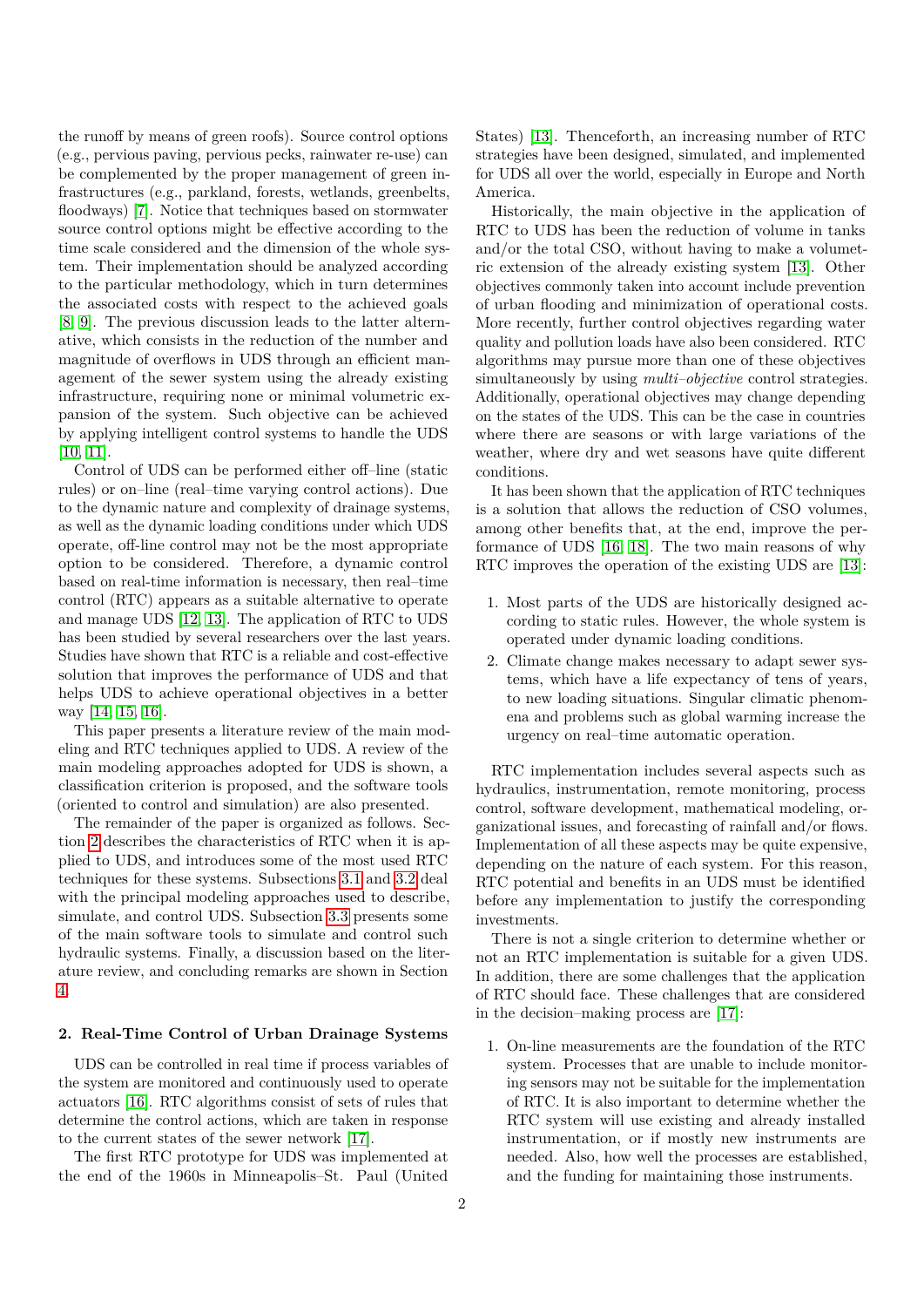the runoff by means of green roofs). Source control options (e.g., pervious paving, pervious pecks, rainwater re-use) can be complemented by the proper management of green infrastructures (e.g., parkland, forests, wetlands, greenbelts, floodways) [7]. Notice that techniques based on stormwater source control options might be effective according to the time scale considered and the dimension of the whole system. Their implementation should be analyzed according to the particular methodology, which in turn determines the associated costs with respect to the achieved goals [8, 9]. The previous discussion leads to the latter alternative, which consists in the reduction of the number and magnitude of overflows in UDS through an efficient management of the sewer system using the already existing infrastructure, requiring none or minimal volumetric expansion of the system. Such objective can be achieved by applying intelligent control systems to handle the UDS [10, 11].

Control of UDS can be performed either off–line (static rules) or on–line (real–time varying control actions). Due to the dynamic nature and complexity of drainage systems, as well as the dynamic loading conditions under which UDS operate, off-line control may not be the most appropriate option to be considered. Therefore, a dynamic control based on real-time information is necessary, then real–time control (RTC) appears as a suitable alternative to operate and manage UDS [12, 13]. The application of RTC to UDS has been studied by several researchers over the last years. Studies have shown that RTC is a reliable and cost-effective solution that improves the performance of UDS and that helps UDS to achieve operational objectives in a better way [14, 15, 16].

This paper presents a literature review of the main modeling and RTC techniques applied to UDS. A review of the main modeling approaches adopted for UDS is shown, a classification criterion is proposed, and the software tools (oriented to control and simulation) are also presented.

The remainder of the paper is organized as follows. Section 2 describes the characteristics of RTC when it is applied to UDS, and introduces some of the most used RTC techniques for these systems. Subsections 3.1 and 3.2 deal with the principal modeling approaches used to describe, simulate, and control UDS. Subsection 3.3 presents some of the main software tools to simulate and control such hydraulic systems. Finally, a discussion based on the literature review, and concluding remarks are shown in Section 4.

## 2. Real-Time Control of Urban Drainage Systems

UDS can be controlled in real time if process variables of the system are monitored and continuously used to operate actuators [16]. RTC algorithms consist of sets of rules that determine the control actions, which are taken in response to the current states of the sewer network [17].

The first RTC prototype for UDS was implemented at the end of the 1960s in Minneapolis–St. Paul (United States) [13]. Thenceforth, an increasing number of RTC strategies have been designed, simulated, and implemented for UDS all over the world, especially in Europe and North America.

Historically, the main objective in the application of RTC to UDS has been the reduction of volume in tanks and/or the total CSO, without having to make a volumetric extension of the already existing system [13]. Other objectives commonly taken into account include prevention of urban flooding and minimization of operational costs. More recently, further control objectives regarding water quality and pollution loads have also been considered. RTC algorithms may pursue more than one of these objectives simultaneously by using *multi–objective* control strategies. Additionally, operational objectives may change depending on the states of the UDS. This can be the case in countries where there are seasons or with large variations of the weather, where dry and wet seasons have quite different conditions.

It has been shown that the application of RTC techniques is a solution that allows the reduction of CSO volumes, among other benefits that, at the end, improve the performance of UDS [16, 18]. The two main reasons of why RTC improves the operation of the existing UDS are [13]:

1. Most parts of the UDS are historically designed according to static rules. However, the whole system is operated under dynamic loading conditions.
2. Climate change makes necessary to adapt sewer systems, which have a life expectancy of tens of years, to new loading situations. Singular climatic phenomena and problems such as global warming increase the urgency on real–time automatic operation.

RTC implementation includes several aspects such as hydraulics, instrumentation, remote monitoring, process control, software development, mathematical modeling, organizational issues, and forecasting of rainfall and/or flows. Implementation of all these aspects may be quite expensive, depending on the nature of each system. For this reason, RTC potential and benefits in an UDS must be identified before any implementation to justify the corresponding investments.

There is not a single criterion to determine whether or not an RTC implementation is suitable for a given UDS. In addition, there are some challenges that the application of RTC should face. These challenges that are considered in the decision–making process are [17]:

1. On-line measurements are the foundation of the RTC system. Processes that are unable to include monitoring sensors may not be suitable for the implementation of RTC. It is also important to determine whether the RTC system will use existing and already installed instrumentation, or if mostly new instruments are needed. Also, how well the processes are established, and the funding for maintaining those instruments.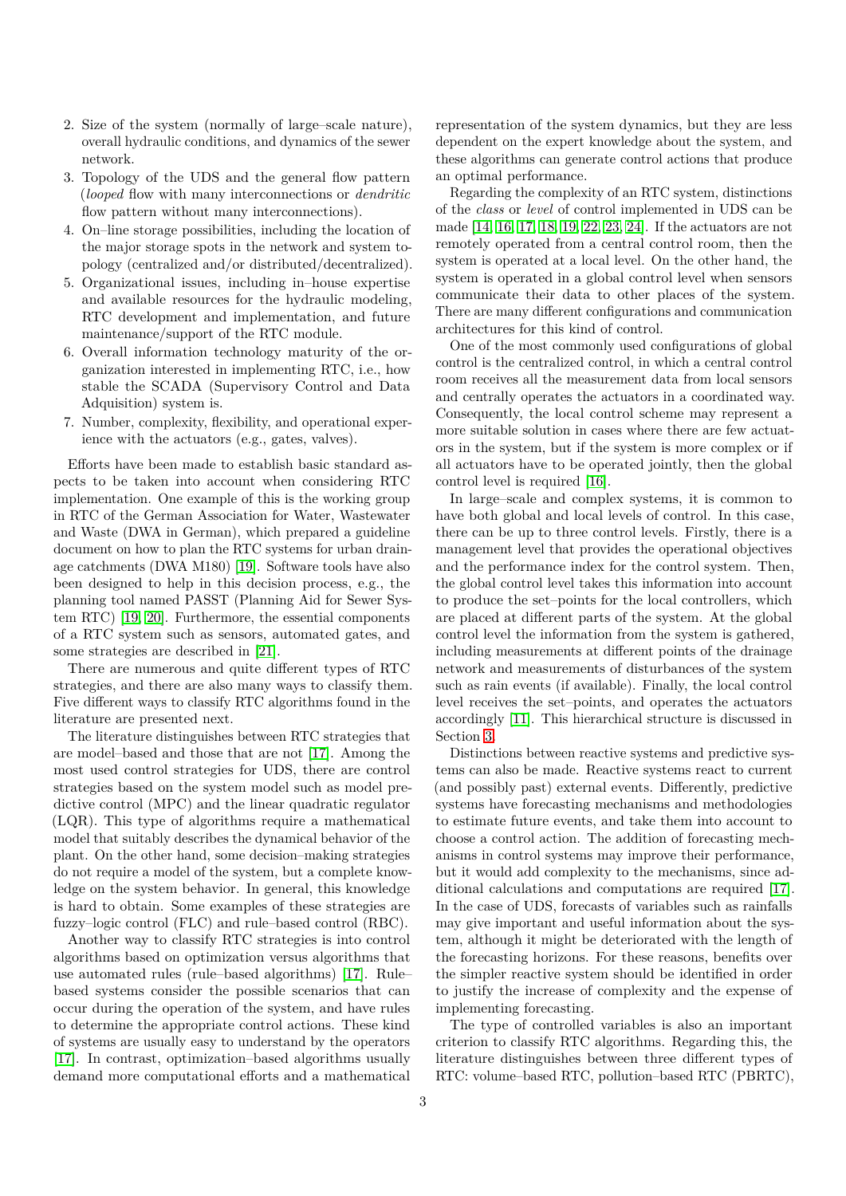2. Size of the system (normally of large–scale nature), overall hydraulic conditions, and dynamics of the sewer network.
3. Topology of the UDS and the general flow pattern (*looped* flow with many interconnections or *dendritic* flow pattern without many interconnections).
4. On–line storage possibilities, including the location of the major storage spots in the network and system topology (centralized and/or distributed/decentralized).
5. Organizational issues, including in–house expertise and available resources for the hydraulic modeling, RTC development and implementation, and future maintenance/support of the RTC module.
6. Overall information technology maturity of the organization interested in implementing RTC, i.e., how stable the SCADA (Supervisory Control and Data Adquisition) system is.
7. Number, complexity, flexibility, and operational experience with the actuators (e.g., gates, valves).

Efforts have been made to establish basic standard aspects to be taken into account when considering RTC implementation. One example of this is the working group in RTC of the German Association for Water, Wastewater and Waste (DWA in German), which prepared a guideline document on how to plan the RTC systems for urban drainage catchments (DWA M180) [19]. Software tools have also been designed to help in this decision process, e.g., the planning tool named PASST (Planning Aid for Sewer System RTC) [19, 20]. Furthermore, the essential components of a RTC system such as sensors, automated gates, and some strategies are described in [21].

There are numerous and quite different types of RTC strategies, and there are also many ways to classify them. Five different ways to classify RTC algorithms found in the literature are presented next.

The literature distinguishes between RTC strategies that are model–based and those that are not [17]. Among the most used control strategies for UDS, there are control strategies based on the system model such as model predictive control (MPC) and the linear quadratic regulator (LQR). This type of algorithms require a mathematical model that suitably describes the dynamical behavior of the plant. On the other hand, some decision–making strategies do not require a model of the system, but a complete knowledge on the system behavior. In general, this knowledge is hard to obtain. Some examples of these strategies are fuzzy–logic control (FLC) and rule–based control (RBC).

Another way to classify RTC strategies is into control algorithms based on optimization versus algorithms that use automated rules (rule–based algorithms) [17]. Rule–based systems consider the possible scenarios that can occur during the operation of the system, and have rules to determine the appropriate control actions. These kind of systems are usually easy to understand by the operators [17]. In contrast, optimization–based algorithms usually demand more computational efforts and a mathematical representation of the system dynamics, but they are less dependent on the expert knowledge about the system, and these algorithms can generate control actions that produce an optimal performance.

Regarding the complexity of an RTC system, distinctions of the *class* or *level* of control implemented in UDS can be made [14, 16, 17, 18, 19, 22, 23, 24]. If the actuators are not remotely operated from a central control room, then the system is operated at a local level. On the other hand, the system is operated in a global control level when sensors communicate their data to other places of the system. There are many different configurations and communication architectures for this kind of control.

One of the most commonly used configurations of global control is the centralized control, in which a central control room receives all the measurement data from local sensors and centrally operates the actuators in a coordinated way. Consequently, the local control scheme may represent a more suitable solution in cases where there are few actuators in the system, but if the system is more complex or if all actuators have to be operated jointly, then the global control level is required [16].

In large–scale and complex systems, it is common to have both global and local levels of control. In this case, there can be up to three control levels. Firstly, there is a management level that provides the operational objectives and the performance index for the control system. Then, the global control level takes this information into account to produce the set–points for the local controllers, which are placed at different parts of the system. At the global control level the information from the system is gathered, including measurements at different points of the drainage network and measurements of disturbances of the system such as rain events (if available). Finally, the local control level receives the set–points, and operates the actuators accordingly [11]. This hierarchical structure is discussed in Section 3.

Distinctions between reactive systems and predictive systems can also be made. Reactive systems react to current (and possibly past) external events. Differently, predictive systems have forecasting mechanisms and methodologies to estimate future events, and take them into account to choose a control action. The addition of forecasting mechanisms in control systems may improve their performance, but it would add complexity to the mechanisms, since additional calculations and computations are required [17]. In the case of UDS, forecasts of variables such as rainfalls may give important and useful information about the system, although it might be deteriorated with the length of the forecasting horizons. For these reasons, benefits over the simpler reactive system should be identified in order to justify the increase of complexity and the expense of implementing forecasting.

The type of controlled variables is also an important criterion to classify RTC algorithms. Regarding this, the literature distinguishes between three different types of RTC: volume–based RTC, pollution–based RTC (PBRTC),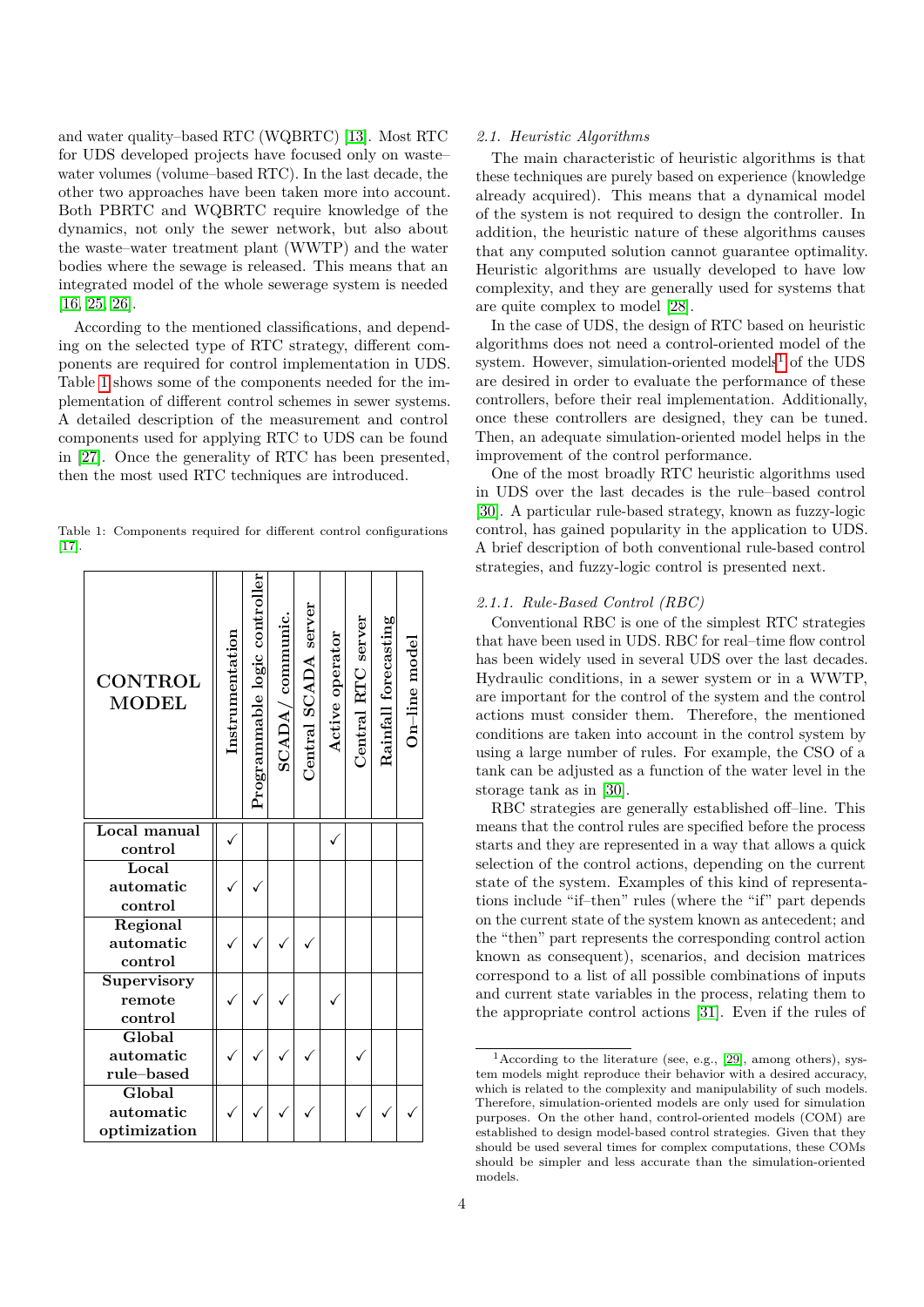and water quality–based RTC (WQBRTC) [13]. Most RTC for UDS developed projects have focused only on waste–water volumes (volume–based RTC). In the last decade, the other two approaches have been taken more into account. Both PBRTC and WQBRTC require knowledge of the dynamics, not only the sewer network, but also about the waste–water treatment plant (WWTP) and the water bodies where the sewage is released. This means that an integrated model of the whole sewerage system is needed [16, 25, 26].

According to the mentioned classifications, and depending on the selected type of RTC strategy, different components are required for control implementation in UDS. Table 1 shows some of the components needed for the implementation of different control schemes in sewer systems. A detailed description of the measurement and control components used for applying RTC to UDS can be found in [27]. Once the generality of RTC has been presented, then the most used RTC techniques are introduced.

Table 1: Components required for different control configurations [17].

| CONTROL MODEL | Instrumentation | Programmable logic controller | SCADA/ communic. | Central SCADA server | Active operator | Central RTC server | Rainfall forecasting | On–line model |
|---|---|---|---|---|---|---|---|---|
| Local manual control | ✓ | | | | ✓ | | | |
| Local automatic control | ✓ | ✓ | | | | | | |
| Regional automatic control | ✓ | ✓ | ✓ | ✓ | | | | |
| Supervisory remote control | ✓ | ✓ | ✓ | | ✓ | | | |
| Global automatic rule–based | ✓ | ✓ | ✓ | ✓ | | ✓ | | |
| Global automatic optimization | ✓ | ✓ | ✓ | ✓ | | ✓ | ✓ | ✓ |

### 2.1. Heuristic Algorithms

The main characteristic of heuristic algorithms is that these techniques are purely based on experience (knowledge already acquired). This means that a dynamical model of the system is not required to design the controller. In addition, the heuristic nature of these algorithms causes that any computed solution cannot guarantee optimality. Heuristic algorithms are usually developed to have low complexity, and they are generally used for systems that are quite complex to model [28].

In the case of UDS, the design of RTC based on heuristic algorithms does not need a control-oriented model of the system. However, simulation-oriented models[1] of the UDS are desired in order to evaluate the performance of these controllers, before their real implementation. Additionally, once these controllers are designed, they can be tuned. Then, an adequate simulation-oriented model helps in the improvement of the control performance.

One of the most broadly RTC heuristic algorithms used in UDS over the last decades is the rule–based control [30]. A particular rule-based strategy, known as fuzzy-logic control, has gained popularity in the application to UDS. A brief description of both conventional rule-based control strategies, and fuzzy-logic control is presented next.

#### 2.1.1. Rule-Based Control (RBC)

Conventional RBC is one of the simplest RTC strategies that have been used in UDS. RBC for real–time flow control has been widely used in several UDS over the last decades. Hydraulic conditions, in a sewer system or in a WWTP, are important for the control of the system and the control actions must consider them. Therefore, the mentioned conditions are taken into account in the control system by using a large number of rules. For example, the CSO of a tank can be adjusted as a function of the water level in the storage tank as in [30].

RBC strategies are generally established off–line. This means that the control rules are specified before the process starts and they are represented in a way that allows a quick selection of the control actions, depending on the current state of the system. Examples of this kind of representations include "if–then" rules (where the "if" part depends on the current state of the system known as antecedent; and the "then" part represents the corresponding control action known as consequent), scenarios, and decision matrices correspond to a list of all possible combinations of inputs and current state variables in the process, relating them to the appropriate control actions [31]. Even if the rules of

[1] According to the literature (see, e.g., [29], among others), system models might reproduce their behavior with a desired accuracy, which is related to the complexity and manipulability of such models. Therefore, simulation-oriented models are only used for simulation purposes. On the other hand, control-oriented models (COM) are established to design model-based control strategies. Given that they should be used several times for complex computations, these COMs should be simpler and less accurate than the simulation-oriented models.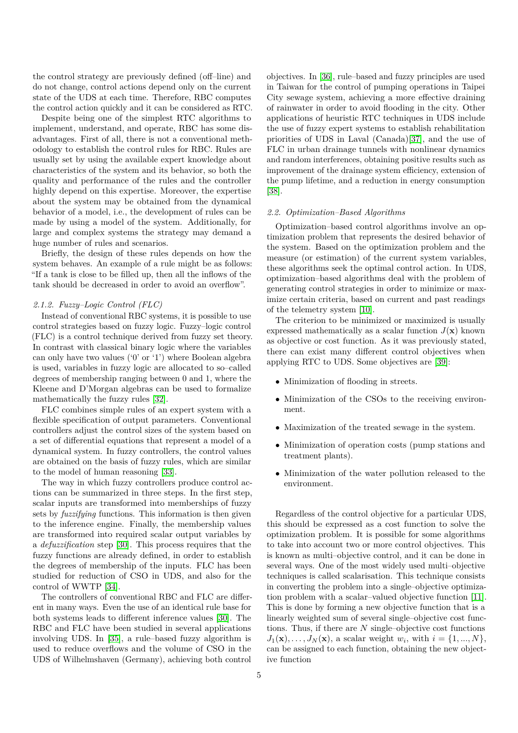the control strategy are previously defined (off–line) and do not change, control actions depend only on the current state of the UDS at each time. Therefore, RBC computes the control action quickly and it can be considered as RTC.

Despite being one of the simplest RTC algorithms to implement, understand, and operate, RBC has some disadvantages. First of all, there is not a conventional methodology to establish the control rules for RBC. Rules are usually set by using the available expert knowledge about characteristics of the system and its behavior, so both the quality and performance of the rules and the controller highly depend on this expertise. Moreover, the expertise about the system may be obtained from the dynamical behavior of a model, i.e., the development of rules can be made by using a model of the system. Additionally, for large and complex systems the strategy may demand a huge number of rules and scenarios.

Briefly, the design of these rules depends on how the system behaves. An example of a rule might be as follows: "If a tank is close to be filled up, then all the inflows of the tank should be decreased in order to avoid an overflow".

#### 2.1.2. Fuzzy–Logic Control (FLC)

Instead of conventional RBC systems, it is possible to use control strategies based on fuzzy logic. Fuzzy–logic control (FLC) is a control technique derived from fuzzy set theory. In contrast with classical binary logic where the variables can only have two values ('0' or '1') where Boolean algebra is used, variables in fuzzy logic are allocated to so–called degrees of membership ranging between 0 and 1, where the Kleene and D'Morgan algebras can be used to formalize mathematically the fuzzy rules [32].

FLC combines simple rules of an expert system with a flexible specification of output parameters. Conventional controllers adjust the control sizes of the system based on a set of differential equations that represent a model of a dynamical system. In fuzzy controllers, the control values are obtained on the basis of fuzzy rules, which are similar to the model of human reasoning [33].

The way in which fuzzy controllers produce control actions can be summarized in three steps. In the first step, scalar inputs are transformed into memberships of fuzzy sets by *fuzzifying* functions. This information is then given to the inference engine. Finally, the membership values are transformed into required scalar output variables by a *defuzzification* step [30]. This process requires that the fuzzy functions are already defined, in order to establish the degrees of membership of the inputs. FLC has been studied for reduction of CSO in UDS, and also for the control of WWTP [34].

The controllers of conventional RBC and FLC are different in many ways. Even the use of an identical rule base for both systems leads to different inference values [30]. The RBC and FLC have been studied in several applications involving UDS. In [35], a rule–based fuzzy algorithm is used to reduce overflows and the volume of CSO in the UDS of Wilhelmshaven (Germany), achieving both control objectives. In [36], rule–based and fuzzy principles are used in Taiwan for the control of pumping operations in Taipei City sewage system, achieving a more effective draining of rainwater in order to avoid flooding in the city. Other applications of heuristic RTC techniques in UDS include the use of fuzzy expert systems to establish rehabilitation priorities of UDS in Laval (Canada)[37], and the use of FLC in urban drainage tunnels with nonlinear dynamics and random interferences, obtaining positive results such as improvement of the drainage system efficiency, extension of the pump lifetime, and a reduction in energy consumption [38].

### 2.2. Optimization–Based Algorithms

Optimization–based control algorithms involve an optimization problem that represents the desired behavior of the system. Based on the optimization problem and the measure (or estimation) of the current system variables, these algorithms seek the optimal control action. In UDS, optimization–based algorithms deal with the problem of generating control strategies in order to minimize or maximize certain criteria, based on current and past readings of the telemetry system [10].

The criterion to be minimized or maximized is usually expressed mathematically as a scalar function $J(\mathbf{x})$ known as objective or cost function. As it was previously stated, there can exist many different control objectives when applying RTC to UDS. Some objectives are [39]:

- Minimization of flooding in streets.
- Minimization of the CSOs to the receiving environment.
- Maximization of the treated sewage in the system.
- Minimization of operation costs (pump stations and treatment plants).
- Minimization of the water pollution released to the environment.

Regardless of the control objective for a particular UDS, this should be expressed as a cost function to solve the optimization problem. It is possible for some algorithms to take into account two or more control objectives. This is known as multi–objective control, and it can be done in several ways. One of the most widely used multi–objective techniques is called scalarisation. This technique consists in converting the problem into a single–objective optimization problem with a scalar–valued objective function [11]. This is done by forming a new objective function that is a linearly weighted sum of several single–objective cost functions. Thus, if there are $N$ single–objective cost functions $J_1(\mathbf{x}), \ldots, J_N(\mathbf{x})$, a scalar weight $w_i$, with $i = \{1, ..., N\}$, can be assigned to each function, obtaining the new objective function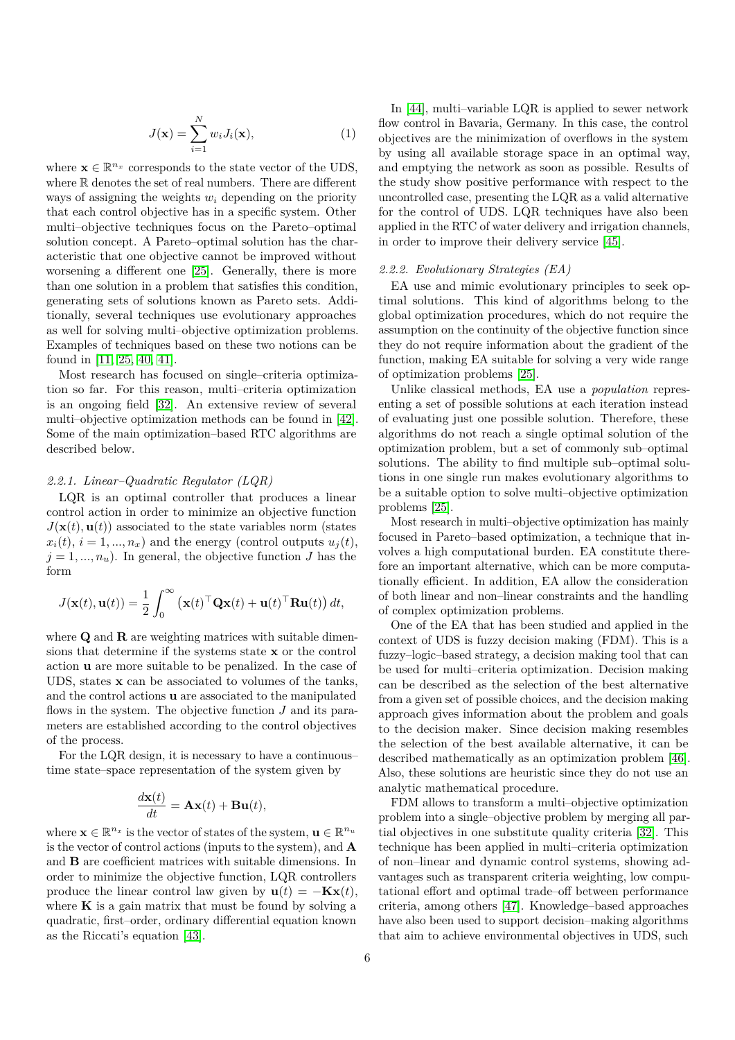$$J(\mathbf{x}) = \sum_{i=1}^{N} w_i J_i(\mathbf{x}), \tag{1}$$

where $\mathbf{x} \in \mathbb{R}^{n_x}$ corresponds to the state vector of the UDS, where $\mathbb{R}$ denotes the set of real numbers. There are different ways of assigning the weights $w_i$ depending on the priority that each control objective has in a specific system. Other multi–objective techniques focus on the Pareto–optimal solution concept. A Pareto–optimal solution has the characteristic that one objective cannot be improved without worsening a different one [25]. Generally, there is more than one solution in a problem that satisfies this condition, generating sets of solutions known as Pareto sets. Additionally, several techniques use evolutionary approaches as well for solving multi–objective optimization problems. Examples of techniques based on these two notions can be found in [11, 25, 40, 41].

Most research has focused on single–criteria optimization so far. For this reason, multi–criteria optimization is an ongoing field [32]. An extensive review of several multi–objective optimization methods can be found in [42]. Some of the main optimization–based RTC algorithms are described below.

#### 2.2.1. Linear–Quadratic Regulator (LQR)

LQR is an optimal controller that produces a linear control action in order to minimize an objective function $J(\mathbf{x}(t), \mathbf{u}(t))$ associated to the state variables norm (states $x_i(t)$, $i = 1, ..., n_x$) and the energy (control outputs $u_j(t)$, $j = 1, ..., n_u$). In general, the objective function $J$ has the form

$$J(\mathbf{x}(t), \mathbf{u}(t)) = \frac{1}{2}\int_0^\infty \left(\mathbf{x}(t)^\top \mathbf{Q}\mathbf{x}(t) + \mathbf{u}(t)^\top \mathbf{R}\mathbf{u}(t)\right) dt,$$

where $\mathbf{Q}$ and $\mathbf{R}$ are weighting matrices with suitable dimensions that determine if the systems state $\mathbf{x}$ or the control action $\mathbf{u}$ are more suitable to be penalized. In the case of UDS, states $\mathbf{x}$ can be associated to volumes of the tanks, and the control actions $\mathbf{u}$ are associated to the manipulated flows in the system. The objective function $J$ and its parameters are established according to the control objectives of the process.

For the LQR design, it is necessary to have a continuous–time state–space representation of the system given by

$$\frac{d\mathbf{x}(t)}{dt} = \mathbf{A}\mathbf{x}(t) + \mathbf{B}\mathbf{u}(t),$$

where $\mathbf{x} \in \mathbb{R}^{n_x}$ is the vector of states of the system, $\mathbf{u} \in \mathbb{R}^{n_u}$ is the vector of control actions (inputs to the system), and $\mathbf{A}$ and $\mathbf{B}$ are coefficient matrices with suitable dimensions. In order to minimize the objective function, LQR controllers produce the linear control law given by $\mathbf{u}(t) = -\mathbf{K}\mathbf{x}(t)$, where $\mathbf{K}$ is a gain matrix that must be found by solving a quadratic, first–order, ordinary differential equation known as the Riccati's equation [43].

In [44], multi–variable LQR is applied to sewer network flow control in Bavaria, Germany. In this case, the control objectives are the minimization of overflows in the system by using all available storage space in an optimal way, and emptying the network as soon as possible. Results of the study show positive performance with respect to the uncontrolled case, presenting the LQR as a valid alternative for the control of UDS. LQR techniques have also been applied in the RTC of water delivery and irrigation channels, in order to improve their delivery service [45].

#### 2.2.2. Evolutionary Strategies (EA)

EA use and mimic evolutionary principles to seek optimal solutions. This kind of algorithms belong to the global optimization procedures, which do not require the assumption on the continuity of the objective function since they do not require information about the gradient of the function, making EA suitable for solving a very wide range of optimization problems [25].

Unlike classical methods, EA use a *population* representing a set of possible solutions at each iteration instead of evaluating just one possible solution. Therefore, these algorithms do not reach a single optimal solution of the optimization problem, but a set of commonly sub–optimal solutions. The ability to find multiple sub–optimal solutions in one single run makes evolutionary algorithms to be a suitable option to solve multi–objective optimization problems [25].

Most research in multi–objective optimization has mainly focused in Pareto–based optimization, a technique that involves a high computational burden. EA constitute therefore an important alternative, which can be more computationally efficient. In addition, EA allow the consideration of both linear and non–linear constraints and the handling of complex optimization problems.

One of the EA that has been studied and applied in the context of UDS is fuzzy decision making (FDM). This is a fuzzy–logic–based strategy, a decision making tool that can be used for multi–criteria optimization. Decision making can be described as the selection of the best alternative from a given set of possible choices, and the decision making approach gives information about the problem and goals to the decision maker. Since decision making resembles the selection of the best available alternative, it can be described mathematically as an optimization problem [46]. Also, these solutions are heuristic since they do not use an analytic mathematical procedure.

FDM allows to transform a multi–objective optimization problem into a single–objective problem by merging all partial objectives in one substitute quality criteria [32]. This technique has been applied in multi–criteria optimization of non–linear and dynamic control systems, showing advantages such as transparent criteria weighting, low computational effort and optimal trade–off between performance criteria, among others [47]. Knowledge–based approaches have also been used to support decision–making algorithms that aim to achieve environmental objectives in UDS, such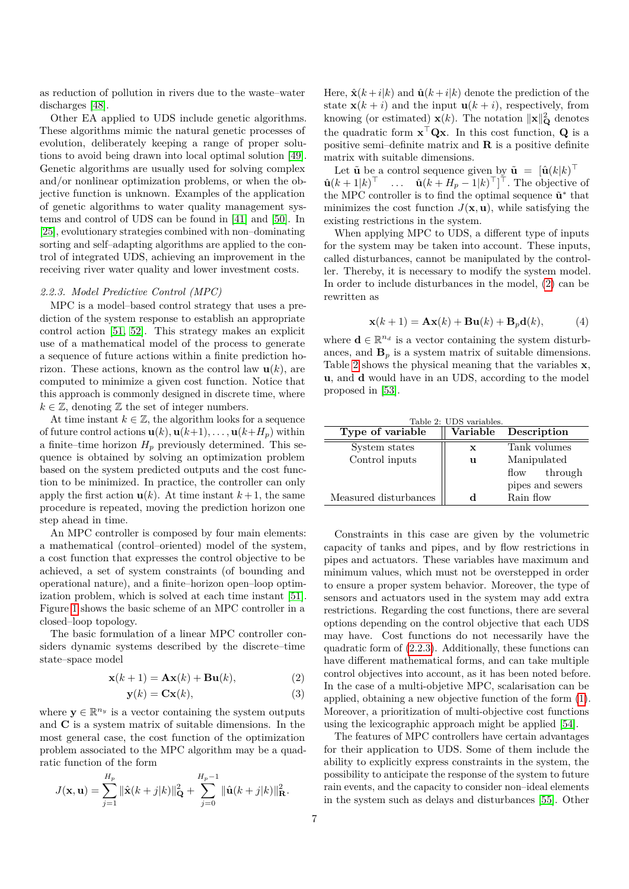as reduction of pollution in rivers due to the waste–water discharges [48].

Other EA applied to UDS include genetic algorithms. These algorithms mimic the natural genetic processes of evolution, deliberately keeping a range of proper solutions to avoid being drawn into local optimal solution [49]. Genetic algorithms are usually used for solving complex and/or nonlinear optimization problems, or when the objective function is unknown. Examples of the application of genetic algorithms to water quality management systems and control of UDS can be found in [41] and [50]. In [25], evolutionary strategies combined with non–dominating sorting and self–adapting algorithms are applied to the control of integrated UDS, achieving an improvement in the receiving river water quality and lower investment costs.

#### *2.2.3. Model Predictive Control (MPC)*

MPC is a model–based control strategy that uses a prediction of the system response to establish an appropriate control action [51, 52]. This strategy makes an explicit use of a mathematical model of the process to generate a sequence of future actions within a finite prediction horizon. These actions, known as the control law $\mathbf{u}(k)$, are computed to minimize a given cost function. Notice that this approach is commonly designed in discrete time, where $k \in \mathbb{Z}$, denoting $\mathbb{Z}$ the set of integer numbers.

At time instant $k \in \mathbb{Z}$, the algorithm looks for a sequence of future control actions $\mathbf{u}(k), \mathbf{u}(k+1), \ldots, \mathbf{u}(k+H_p)$ within a finite–time horizon $H_p$ previously determined. This sequence is obtained by solving an optimization problem based on the system predicted outputs and the cost function to be minimized. In practice, the controller can only apply the first action $\mathbf{u}(k)$. At time instant $k+1$, the same procedure is repeated, moving the prediction horizon one step ahead in time.

An MPC controller is composed by four main elements: a mathematical (control–oriented) model of the system, a cost function that expresses the control objective to be achieved, a set of system constraints (of bounding and operational nature), and a finite–horizon open–loop optimization problem, which is solved at each time instant [51]. Figure 1 shows the basic scheme of an MPC controller in a closed–loop topology.

The basic formulation of a linear MPC controller considers dynamic systems described by the discrete–time state–space model

$$\mathbf{x}(k+1) = \mathbf{A}\mathbf{x}(k) + \mathbf{B}\mathbf{u}(k), \tag{2}$$

$$\mathbf{y}(k) = \mathbf{C}\mathbf{x}(k), \tag{3}$$

where $\mathbf{y} \in \mathbb{R}^{n_y}$ is a vector containing the system outputs and $\mathbf{C}$ is a system matrix of suitable dimensions. In the most general case, the cost function of the optimization problem associated to the MPC algorithm may be a quadratic function of the form

$$J(\mathbf{x}, \mathbf{u}) = \sum_{j=1}^{H_p} \|\hat{\mathbf{x}}(k+j|k)\|^2_{\mathbf{Q}} + \sum_{j=0}^{H_p-1} \|\hat{\mathbf{u}}(k+j|k)\|^2_{\mathbf{R}}.$$

Here, $\hat{\mathbf{x}}(k+i|k)$ and $\hat{\mathbf{u}}(k+i|k)$ denote the prediction of the state $\mathbf{x}(k+i)$ and the input $\mathbf{u}(k+i)$, respectively, from knowing (or estimated) $\mathbf{x}(k)$. The notation $\|\mathbf{x}\|^2_{\mathbf{Q}}$ denotes the quadratic form $\mathbf{x}^\top \mathbf{Q} \mathbf{x}$. In this cost function, $\mathbf{Q}$ is a positive semi–definite matrix and $\mathbf{R}$ is a positive definite matrix with suitable dimensions.

Let $\tilde{\mathbf{u}}$ be a control sequence given by $\tilde{\mathbf{u}} = [\hat{\mathbf{u}}(k|k)^\top \;\; \hat{\mathbf{u}}(k+1|k)^\top \;\; \ldots \;\; \hat{\mathbf{u}}(k+H_p-1|k)^\top]^\top$. The objective of the MPC controller is to find the optimal sequence $\tilde{\mathbf{u}}^*$ that minimizes the cost function $J(\mathbf{x}, \mathbf{u})$, while satisfying the existing restrictions in the system.

When applying MPC to UDS, a different type of inputs for the system may be taken into account. These inputs, called disturbances, cannot be manipulated by the controller. Thereby, it is necessary to modify the system model. In order to include disturbances in the model, (2) can be rewritten as

$$\mathbf{x}(k+1) = \mathbf{A}\mathbf{x}(k) + \mathbf{B}\mathbf{u}(k) + \mathbf{B}_p\mathbf{d}(k), \tag{4}$$

where $\mathbf{d} \in \mathbb{R}^{n_d}$ is a vector containing the system disturbances, and $\mathbf{B}_p$ is a system matrix of suitable dimensions. Table 2 shows the physical meaning that the variables $\mathbf{x}$, $\mathbf{u}$, and $\mathbf{d}$ would have in an UDS, according to the model proposed in [53].

Table 2: UDS variables.

| Type of variable | Variable | Description |
|---|---|---|
| System states | $\mathbf{x}$ | Tank volumes |
| Control inputs | $\mathbf{u}$ | Manipulated flow through pipes and sewers |
| Measured disturbances | $\mathbf{d}$ | Rain flow |

Constraints in this case are given by the volumetric capacity of tanks and pipes, and by flow restrictions in pipes and actuators. These variables have maximum and minimum values, which must not be overstepped in order to ensure a proper system behavior. Moreover, the type of sensors and actuators used in the system may add extra restrictions. Regarding the cost functions, there are several options depending on the control objective that each UDS may have. Cost functions do not necessarily have the quadratic form of (2.2.3). Additionally, these functions can have different mathematical forms, and can take multiple control objectives into account, as it has been noted before. In the case of a multi-objetive MPC, scalarisation can be applied, obtaining a new objective function of the form (1). Moreover, a prioritization of multi-objective cost functions using the lexicographic approach might be applied [54].

The features of MPC controllers have certain advantages for their application to UDS. Some of them include the ability to explicitly express constraints in the system, the possibility to anticipate the response of the system to future rain events, and the capacity to consider non–ideal elements in the system such as delays and disturbances [55]. Other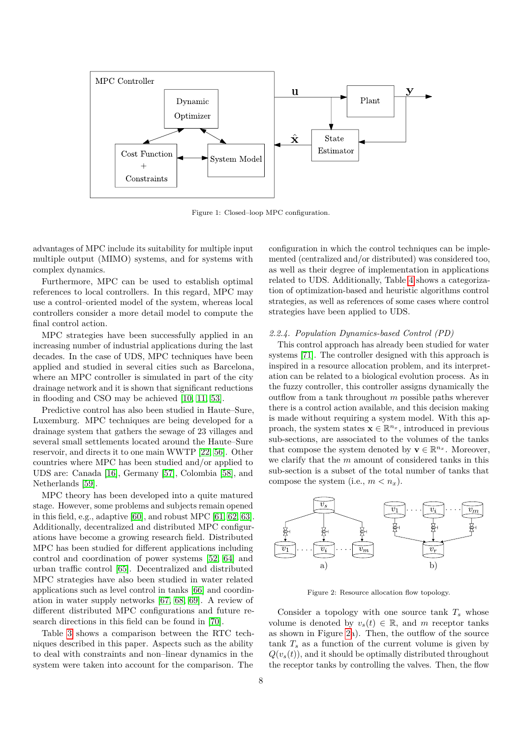Figure 1: Closed–loop MPC configuration.

advantages of MPC include its suitability for multiple input multiple output (MIMO) systems, and for systems with complex dynamics.

Furthermore, MPC can be used to establish optimal references to local controllers. In this regard, MPC may use a control–oriented model of the system, whereas local controllers consider a more detail model to compute the final control action.

MPC strategies have been successfully applied in an increasing number of industrial applications during the last decades. In the case of UDS, MPC techniques have been applied and studied in several cities such as Barcelona, where an MPC controller is simulated in part of the city drainage network and it is shown that significant reductions in flooding and CSO may be achieved [10, 11, 53].

Predictive control has also been studied in Haute–Sure, Luxemburg. MPC techniques are being developed for a drainage system that gathers the sewage of 23 villages and several small settlements located around the Haute–Sure reservoir, and directs it to one main WWTP [22, 56]. Other countries where MPC has been studied and/or applied to UDS are: Canada [16], Germany [57], Colombia [58], and Netherlands [59].

MPC theory has been developed into a quite matured stage. However, some problems and subjects remain opened in this field, e.g., adaptive [60], and robust MPC [61, 62, 63]. Additionally, decentralized and distributed MPC configurations have become a growing research field. Distributed MPC has been studied for different applications including control and coordination of power systems [52, 64] and urban traffic control [65]. Decentralized and distributed MPC strategies have also been studied in water related applications such as level control in tanks [66] and coordination in water supply networks [67, 68, 69]. A review of different distributed MPC configurations and future research directions in this field can be found in [70].

Table 3 shows a comparison between the RTC techniques described in this paper. Aspects such as the ability to deal with constraints and non–linear dynamics in the system were taken into account for the comparison. The configuration in which the control techniques can be implemented (centralized and/or distributed) was considered too, as well as their degree of implementation in applications related to UDS. Additionally, Table 4 shows a categorization of optimization-based and heuristic algorithms control strategies, as well as references of some cases where control strategies have been applied to UDS.

#### 2.2.4. Population Dynamics-based Control (PD)

This control approach has already been studied for water systems [71]. The controller designed with this approach is inspired in a resource allocation problem, and its interpretation can be related to a biological evolution process. As in the fuzzy controller, this controller assigns dynamically the outflow from a tank throughout $m$ possible paths wherever there is a control action available, and this decision making is made without requiring a system model. With this approach, the system states $\mathbf{x} \in \mathbb{R}^{n_x}$, introduced in previous sub-sections, are associated to the volumes of the tanks that compose the system denoted by $\mathbf{v} \in \mathbb{R}^{n_x}$. Moreover, we clarify that the $m$ amount of considered tanks in this sub-section is a subset of the total number of tanks that compose the system (i.e., $m < n_x$).

Figure 2: Resource allocation flow topology.

Consider a topology with one source tank $T_s$ whose volume is denoted by $v_s(t) \in \mathbb{R}$, and $m$ receptor tanks as shown in Figure 2a). Then, the outflow of the source tank $T_s$ as a function of the current volume is given by $Q(v_s(t))$, and it should be optimally distributed throughout the receptor tanks by controlling the valves. Then, the flow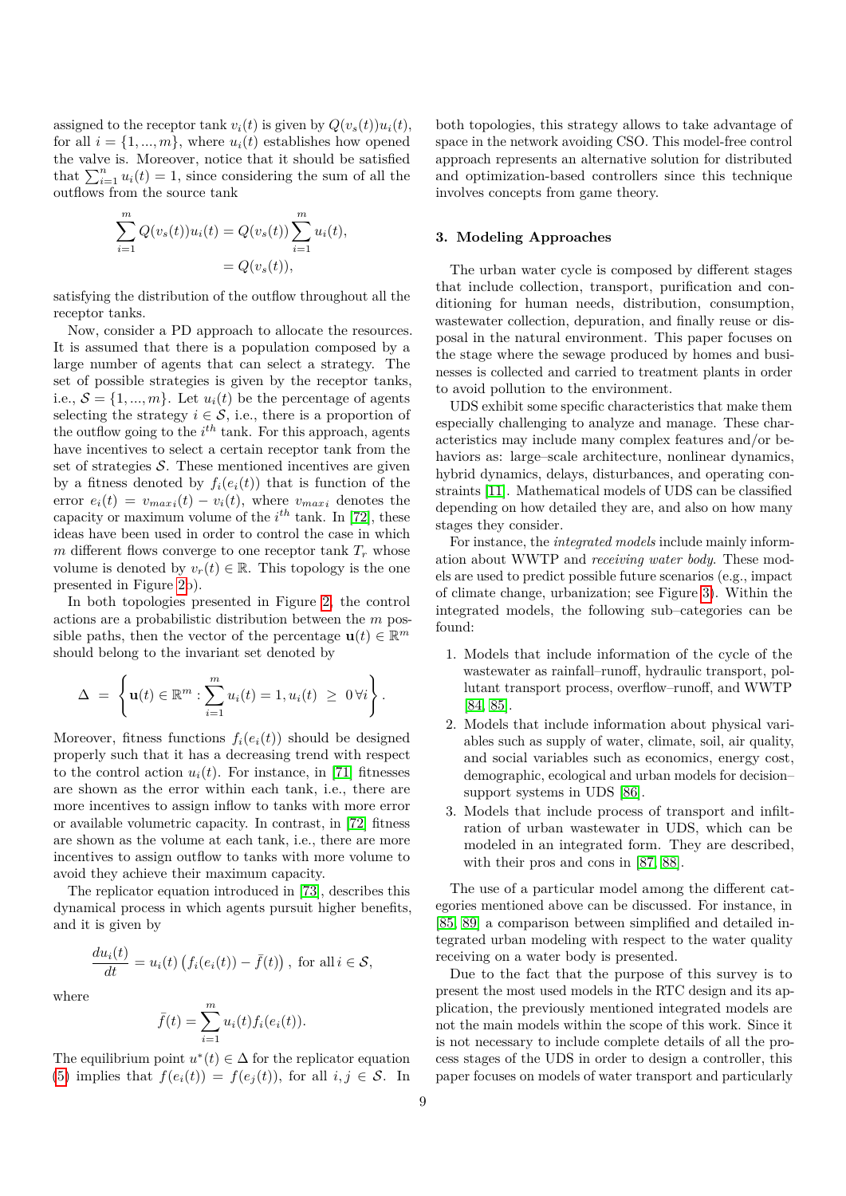assigned to the receptor tank $v_i(t)$ is given by $Q(v_s(t))u_i(t)$, for all $i = \{1, ..., m\}$, where $u_i(t)$ establishes how opened the valve is. Moreover, notice that it should be satisfied that $\sum_{i=1}^{n} u_i(t) = 1$, since considering the sum of all the outflows from the source tank

$$
\begin{aligned}
\sum_{i=1}^{m} Q(v_s(t))u_i(t) &= Q(v_s(t)) \sum_{i=1}^{m} u_i(t), \\
&= Q(v_s(t)),
\end{aligned}
$$

satisfying the distribution of the outflow throughout all the receptor tanks.

Now, consider a PD approach to allocate the resources. It is assumed that there is a population composed by a large number of agents that can select a strategy. The set of possible strategies is given by the receptor tanks, i.e., $\mathcal{S} = \{1, ..., m\}$. Let $u_i(t)$ be the percentage of agents selecting the strategy $i \in \mathcal{S}$, i.e., there is a proportion of the outflow going to the $i^{th}$ tank. For this approach, agents have incentives to select a certain receptor tank from the set of strategies $\mathcal{S}$. These mentioned incentives are given by a fitness denoted by $f_i(e_i(t))$ that is function of the error $e_i(t) = v_{max_i}(t) - v_i(t)$, where $v_{max_i}$ denotes the capacity or maximum volume of the $i^{th}$ tank. In [72], these ideas have been used in order to control the case in which $m$ different flows converge to one receptor tank $T_r$ whose volume is denoted by $v_r(t) \in \mathbb{R}$. This topology is the one presented in Figure 2b).

In both topologies presented in Figure 2, the control actions are a probabilistic distribution between the $m$ possible paths, then the vector of the percentage $\mathbf{u}(t) \in \mathbb{R}^m$ should belong to the invariant set denoted by

$$
\Delta = \left\{ \mathbf{u}(t) \in \mathbb{R}^m : \sum_{i=1}^{m} u_i(t) = 1, u_i(t) \geq 0 \, \forall i \right\}.
$$

Moreover, fitness functions $f_i(e_i(t))$ should be designed properly such that it has a decreasing trend with respect to the control action $u_i(t)$. For instance, in [71] fitnesses are shown as the error within each tank, i.e., there are more incentives to assign inflow to tanks with more error or available volumetric capacity. In contrast, in [72] fitness are shown as the volume at each tank, i.e., there are more incentives to assign outflow to tanks with more volume to avoid they achieve their maximum capacity.

The replicator equation introduced in [73], describes this dynamical process in which agents pursuit higher benefits, and it is given by

$$
\frac{du_i(t)}{dt} = u_i(t) \left( f_i(e_i(t)) - \bar{f}(t) \right), \text{ for all } i \in \mathcal{S},
$$

where

$$
\bar{f}(t) = \sum_{i=1}^{m} u_i(t) f_i(e_i(t)).
$$

The equilibrium point $u^*(t) \in \Delta$ for the replicator equation (5) implies that $f(e_i(t)) = f(e_j(t))$, for all $i, j \in \mathcal{S}$. In both topologies, this strategy allows to take advantage of space in the network avoiding CSO. This model-free control approach represents an alternative solution for distributed and optimization-based controllers since this technique involves concepts from game theory.

## 3. Modeling Approaches

The urban water cycle is composed by different stages that include collection, transport, purification and conditioning for human needs, distribution, consumption, wastewater collection, depuration, and finally reuse or disposal in the natural environment. This paper focuses on the stage where the sewage produced by homes and businesses is collected and carried to treatment plants in order to avoid pollution to the environment.

UDS exhibit some specific characteristics that make them especially challenging to analyze and manage. These characteristics may include many complex features and/or behaviors as: large–scale architecture, nonlinear dynamics, hybrid dynamics, delays, disturbances, and operating constraints [11]. Mathematical models of UDS can be classified depending on how detailed they are, and also on how many stages they consider.

For instance, the *integrated models* include mainly information about WWTP and *receiving water body*. These models are used to predict possible future scenarios (e.g., impact of climate change, urbanization; see Figure 3). Within the integrated models, the following sub–categories can be found:

1. Models that include information of the cycle of the wastewater as rainfall–runoff, hydraulic transport, pollutant transport process, overflow–runoff, and WWTP [84, 85].
2. Models that include information about physical variables such as supply of water, climate, soil, air quality, and social variables such as economics, energy cost, demographic, ecological and urban models for decision–support systems in UDS [86].
3. Models that include process of transport and infiltration of urban wastewater in UDS, which can be modeled in an integrated form. They are described, with their pros and cons in [87, 88].

The use of a particular model among the different categories mentioned above can be discussed. For instance, in [85, 89] a comparison between simplified and detailed integrated urban modeling with respect to the water quality receiving on a water body is presented.

Due to the fact that the purpose of this survey is to present the most used models in the RTC design and its application, the previously mentioned integrated models are not the main models within the scope of this work. Since it is not necessary to include complete details of all the process stages of the UDS in order to design a controller, this paper focuses on models of water transport and particularly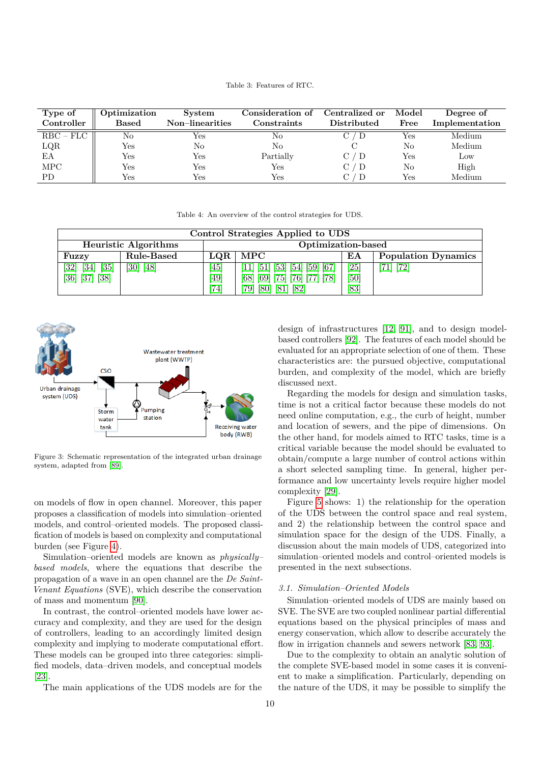Table 3: Features of RTC.

| Type of Controller | Optimization Based | System Non–linearities | Consideration of Constraints | Centralized or Distributed | Model Free | Degree of Implementation |
|---|---|---|---|---|---|---|
| RBC – FLC | No | Yes | No | C / D | Yes | Medium |
| LQR | Yes | No | No | C | No | Medium |
| EA | Yes | Yes | Partially | C / D | Yes | Low |
| MPC | Yes | Yes | Yes | C / D | No | High |
| PD | Yes | Yes | Yes | C / D | Yes | Medium |

Table 4: An overview of the control strategies for UDS.

| Control Strategies Applied to UDS | | | | | |
|---|---|---|---|---|---|
| Heuristic Algorithms | | Optimization-based | | | |
| Fuzzy | Rule-Based | LQR | MPC | EA | Population Dynamics |
| [32] [34] [35] [36] [37] [38] | [30] [48] | [45] [49] [74] | [11] [51] [53] [54] [59] [67] [68] [69] [75] [76] [77] [78] [79] [80] [81] [82] | [25] [50] [83] | [71] [72] |

Figure 3: Schematic representation of the integrated urban drainage system, adapted from [89].

on models of flow in open channel. Moreover, this paper proposes a classification of models into simulation–oriented models, and control–oriented models. The proposed classification of models is based on complexity and computational burden (see Figure 4).

Simulation–oriented models are known as *physically–based models*, where the equations that describe the propagation of a wave in an open channel are the *De Saint-Venant Equations* (SVE), which describe the conservation of mass and momentum [90].

In contrast, the control–oriented models have lower accuracy and complexity, and they are used for the design of controllers, leading to an accordingly limited design complexity and implying to moderate computational effort. These models can be grouped into three categories: simplified models, data–driven models, and conceptual models [23].

The main applications of the UDS models are for the design of infrastructures [12, 91], and to design model-based controllers [92]. The features of each model should be evaluated for an appropriate selection of one of them. These characteristics are: the pursued objective, computational burden, and complexity of the model, which are briefly discussed next.

Regarding the models for design and simulation tasks, time is not a critical factor because these models do not need online computation, e.g., the curb of height, number and location of sewers, and the pipe of dimensions. On the other hand, for models aimed to RTC tasks, time is a critical variable because the model should be evaluated to obtain/compute a large number of control actions within a short selected sampling time. In general, higher performance and low uncertainty levels require higher model complexity [29].

Figure 5 shows: 1) the relationship for the operation of the UDS between the control space and real system, and 2) the relationship between the control space and simulation space for the design of the UDS. Finally, a discussion about the main models of UDS, categorized into simulation–oriented models and control–oriented models is presented in the next subsections.

### 3.1. Simulation–Oriented Models

Simulation–oriented models of UDS are mainly based on SVE. The SVE are two coupled nonlinear partial differential equations based on the physical principles of mass and energy conservation, which allow to describe accurately the flow in irrigation channels and sewers network [83, 93].

Due to the complexity to obtain an analytic solution of the complete SVE-based model in some cases it is convenient to make a simplification. Particularly, depending on the nature of the UDS, it may be possible to simplify the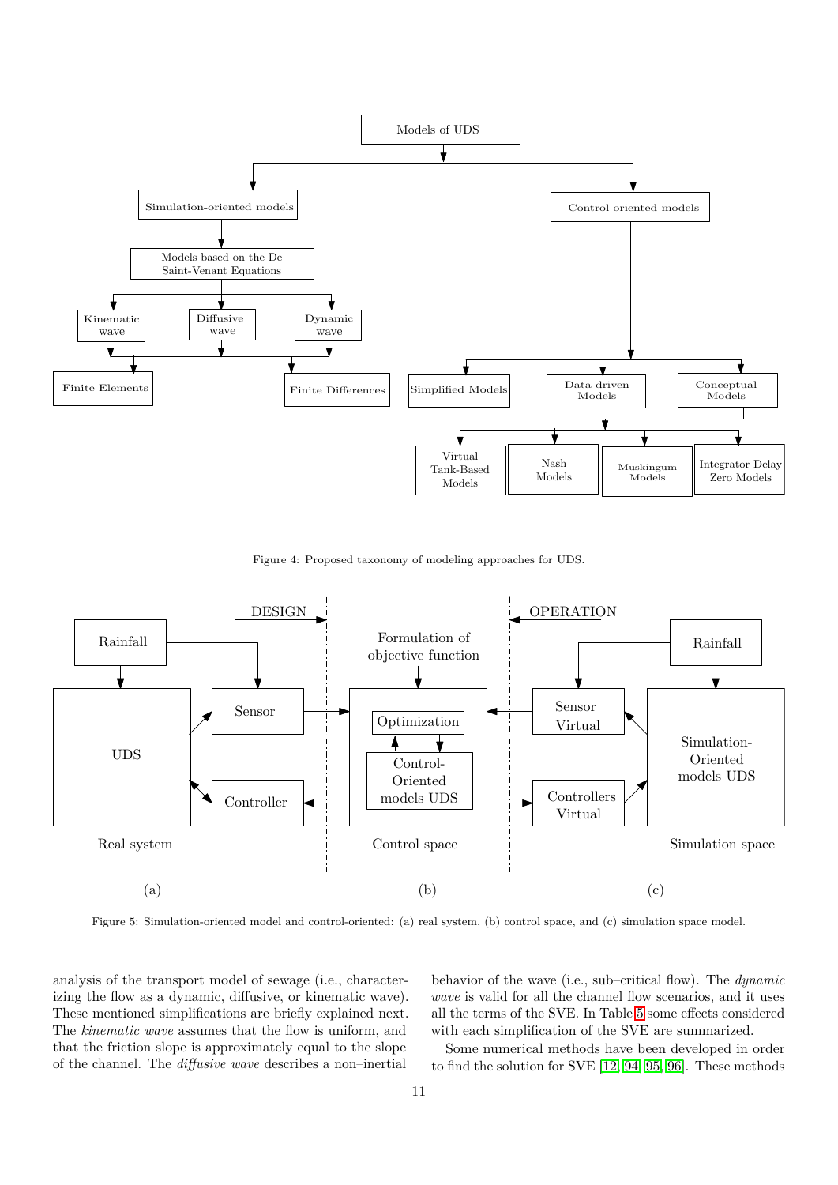Figure 4: Proposed taxonomy of modeling approaches for UDS.

Figure 5: Simulation-oriented model and control-oriented: (a) real system, (b) control space, and (c) simulation space model.

analysis of the transport model of sewage (i.e., characterizing the flow as a dynamic, diffusive, or kinematic wave). These mentioned simplifications are briefly explained next. The *kinematic wave* assumes that the flow is uniform, and that the friction slope is approximately equal to the slope of the channel. The *diffusive wave* describes a non–inertial behavior of the wave (i.e., sub–critical flow). The *dynamic wave* is valid for all the channel flow scenarios, and it uses all the terms of the SVE. In Table 5 some effects considered with each simplification of the SVE are summarized.

Some numerical methods have been developed in order to find the solution for SVE [12, 94, 95, 96]. These methods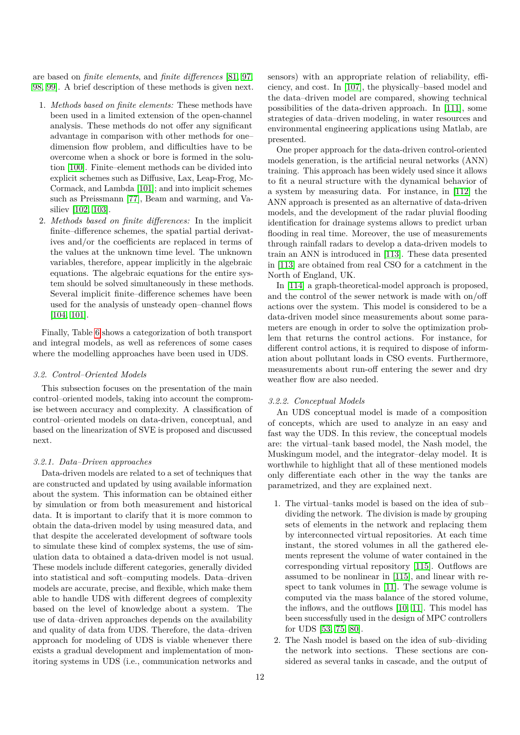are based on *finite elements*, and *finite differences* [81, 97, 98, 99]. A brief description of these methods is given next.

1. *Methods based on finite elements:* These methods have been used in a limited extension of the open-channel analysis. These methods do not offer any significant advantage in comparison with other methods for one–dimension flow problem, and difficulties have to be overcome when a shock or bore is formed in the solution [100]. Finite–element methods can be divided into explicit schemes such as Diffusive, Lax, Leap-Frog, McCormack, and Lambda [101]; and into implicit schemes such as Preissmann [77], Beam and warming, and Vasiliev [102, 103].
2. *Methods based on finite differences:* In the implicit finite–difference schemes, the spatial partial derivatives and/or the coefficients are replaced in terms of the values at the unknown time level. The unknown variables, therefore, appear implicitly in the algebraic equations. The algebraic equations for the entire system should be solved simultaneously in these methods. Several implicit finite–difference schemes have been used for the analysis of unsteady open–channel flows [104, 101].

Finally, Table 6 shows a categorization of both transport and integral models, as well as references of some cases where the modelling approaches have been used in UDS.

### 3.2. Control–Oriented Models

This subsection focuses on the presentation of the main control–oriented models, taking into account the compromise between accuracy and complexity. A classification of control–oriented models on data-driven, conceptual, and based on the linearization of SVE is proposed and discussed next.

#### 3.2.1. Data–Driven approaches

Data-driven models are related to a set of techniques that are constructed and updated by using available information about the system. This information can be obtained either by simulation or from both measurement and historical data. It is important to clarify that it is more common to obtain the data-driven model by using measured data, and that despite the accelerated development of software tools to simulate these kind of complex systems, the use of simulation data to obtained a data-driven model is not usual. These models include different categories, generally divided into statistical and soft–computing models. Data–driven models are accurate, precise, and flexible, which make them able to handle UDS with different degrees of complexity based on the level of knowledge about a system. The use of data–driven approaches depends on the availability and quality of data from UDS. Therefore, the data–driven approach for modeling of UDS is viable whenever there exists a gradual development and implementation of monitoring systems in UDS (i.e., communication networks and sensors) with an appropriate relation of reliability, efficiency, and cost. In [107], the physically–based model and the data–driven model are compared, showing technical possibilities of the data-driven approach. In [111], some strategies of data–driven modeling, in water resources and environmental engineering applications using Matlab, are presented.

One proper approach for the data-driven control-oriented models generation, is the artificial neural networks (ANN) training. This approach has been widely used since it allows to fit a neural structure with the dynamical behavior of a system by measuring data. For instance, in [112] the ANN approach is presented as an alternative of data-driven models, and the development of the radar pluvial flooding identification for drainage systems allows to predict urban flooding in real time. Moreover, the use of measurements through rainfall radars to develop a data-driven models to train an ANN is introduced in [113]. These data presented in [113] are obtained from real CSO for a catchment in the North of England, UK.

In [114] a graph-theoretical-model approach is proposed, and the control of the sewer network is made with on/off actions over the system. This model is considered to be a data-driven model since measurements about some parameters are enough in order to solve the optimization problem that returns the control actions. For instance, for different control actions, it is required to dispose of information about pollutant loads in CSO events. Furthermore, measurements about run-off entering the sewer and dry weather flow are also needed.

#### 3.2.2. Conceptual Models

An UDS conceptual model is made of a composition of concepts, which are used to analyze in an easy and fast way the UDS. In this review, the conceptual models are: the virtual–tank based model, the Nash model, the Muskingum model, and the integrator–delay model. It is worthwhile to highlight that all of these mentioned models only differentiate each other in the way the tanks are parametrized, and they are explained next.

1. The virtual–tanks model is based on the idea of sub–dividing the network. The division is made by grouping sets of elements in the network and replacing them by interconnected virtual repositories. At each time instant, the stored volumes in all the gathered elements represent the volume of water contained in the corresponding virtual repository [115]. Outflows are assumed to be nonlinear in [115], and linear with respect to tank volumes in [11]. The sewage volume is computed via the mass balance of the stored volume, the inflows, and the outflows [10, 11]. This model has been successfully used in the design of MPC controllers for UDS [53, 75, 80].
2. The Nash model is based on the idea of sub–dividing the network into sections. These sections are considered as several tanks in cascade, and the output of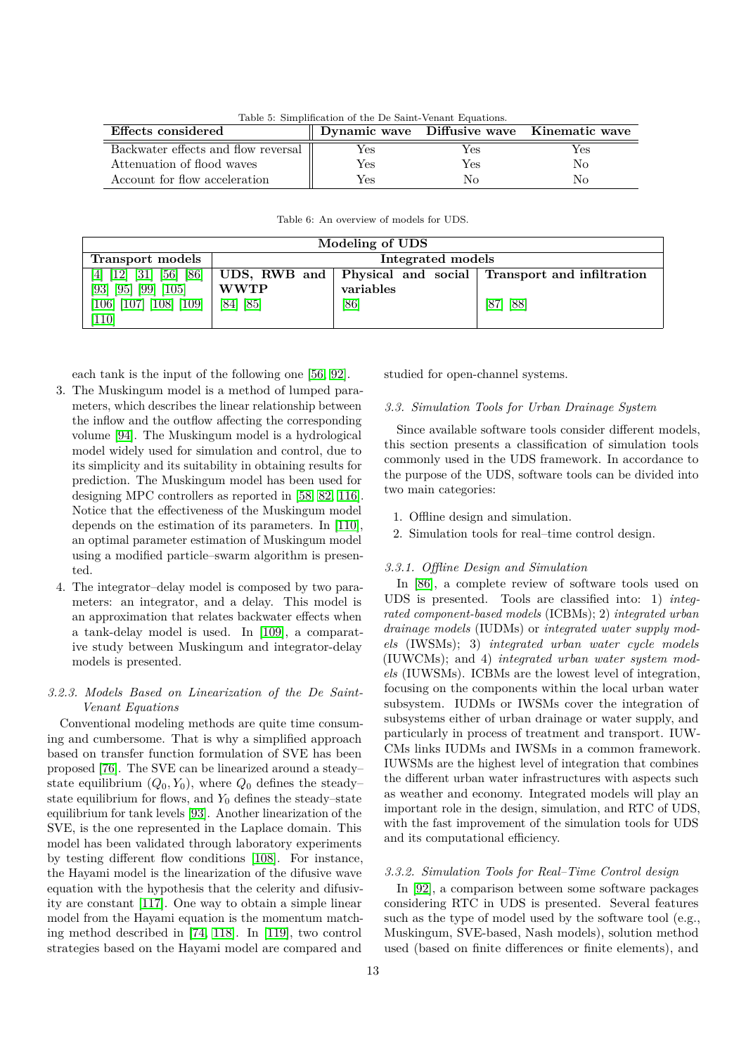Table 5: Simplification of the De Saint-Venant Equations.

| Effects considered | Dynamic wave | Diffusive wave | Kinematic wave |
|---|---|---|---|
| Backwater effects and flow reversal | Yes | Yes | Yes |
| Attenuation of flood waves | Yes | Yes | No |
| Account for flow acceleration | Yes | No | No |

Table 6: An overview of models for UDS.

| Modeling of UDS | | | |
|---|---|---|---|
| **Transport models** | **Integrated models** | | |
| | **UDS, RWB and WWTP** | **Physical and social variables** | **Transport and infiltration** |
| [4] [12] [31] [56] [86] [93] [95] [99] [105] [106] [107] [108] [109] [110] | [84] [85] | [86] | [87] [88] |

each tank is the input of the following one [56, 92].

3. The Muskingum model is a method of lumped parameters, which describes the linear relationship between the inflow and the outflow affecting the corresponding volume [94]. The Muskingum model is a hydrological model widely used for simulation and control, due to its simplicity and its suitability in obtaining results for prediction. The Muskingum model has been used for designing MPC controllers as reported in [58, 82, 116]. Notice that the effectiveness of the Muskingum model depends on the estimation of its parameters. In [110], an optimal parameter estimation of Muskingum model using a modified particle–swarm algorithm is presented.
4. The integrator–delay model is composed by two parameters: an integrator, and a delay. This model is an approximation that relates backwater effects when a tank-delay model is used. In [109], a comparative study between Muskingum and integrator-delay models is presented.

### *3.2.3. Models Based on Linearization of the De Saint-Venant Equations*

Conventional modeling methods are quite time consuming and cumbersome. That is why a simplified approach based on transfer function formulation of SVE has been proposed [76]. The SVE can be linearized around a steady–state equilibrium $(Q_0, Y_0)$, where $Q_0$ defines the steady–state equilibrium for flows, and $Y_0$ defines the steady–state equilibrium for tank levels [93]. Another linearization of the SVE, is the one represented in the Laplace domain. This model has been validated through laboratory experiments by testing different flow conditions [108]. For instance, the Hayami model is the linearization of the difusive wave equation with the hypothesis that the celerity and difusivity are constant [117]. One way to obtain a simple linear model from the Hayami equation is the momentum matching method described in [74, 118]. In [119], two control strategies based on the Hayami model are compared and studied for open-channel systems.

### *3.3. Simulation Tools for Urban Drainage System*

Since available software tools consider different models, this section presents a classification of simulation tools commonly used in the UDS framework. In accordance to the purpose of the UDS, software tools can be divided into two main categories:

1. Offline design and simulation.
2. Simulation tools for real–time control design.

#### *3.3.1. Offline Design and Simulation*

In [86], a complete review of software tools used on UDS is presented. Tools are classified into: 1) *integrated component-based models* (ICBMs); 2) *integrated urban drainage models* (IUDMs) or *integrated water supply models* (IWSMs); 3) *integrated urban water cycle models* (IUWCMs); and 4) *integrated urban water system models* (IUWSMs). ICBMs are the lowest level of integration, focusing on the components within the local urban water subsystem. IUDMs or IWSMs cover the integration of subsystems either of urban drainage or water supply, and particularly in process of treatment and transport. IUWCMs links IUDMs and IWSMs in a common framework. IUWSMs are the highest level of integration that combines the different urban water infrastructures with aspects such as weather and economy. Integrated models will play an important role in the design, simulation, and RTC of UDS, with the fast improvement of the simulation tools for UDS and its computational efficiency.

#### *3.3.2. Simulation Tools for Real–Time Control design*

In [92], a comparison between some software packages considering RTC in UDS is presented. Several features such as the type of model used by the software tool (e.g., Muskingum, SVE-based, Nash models), solution method used (based on finite differences or finite elements), and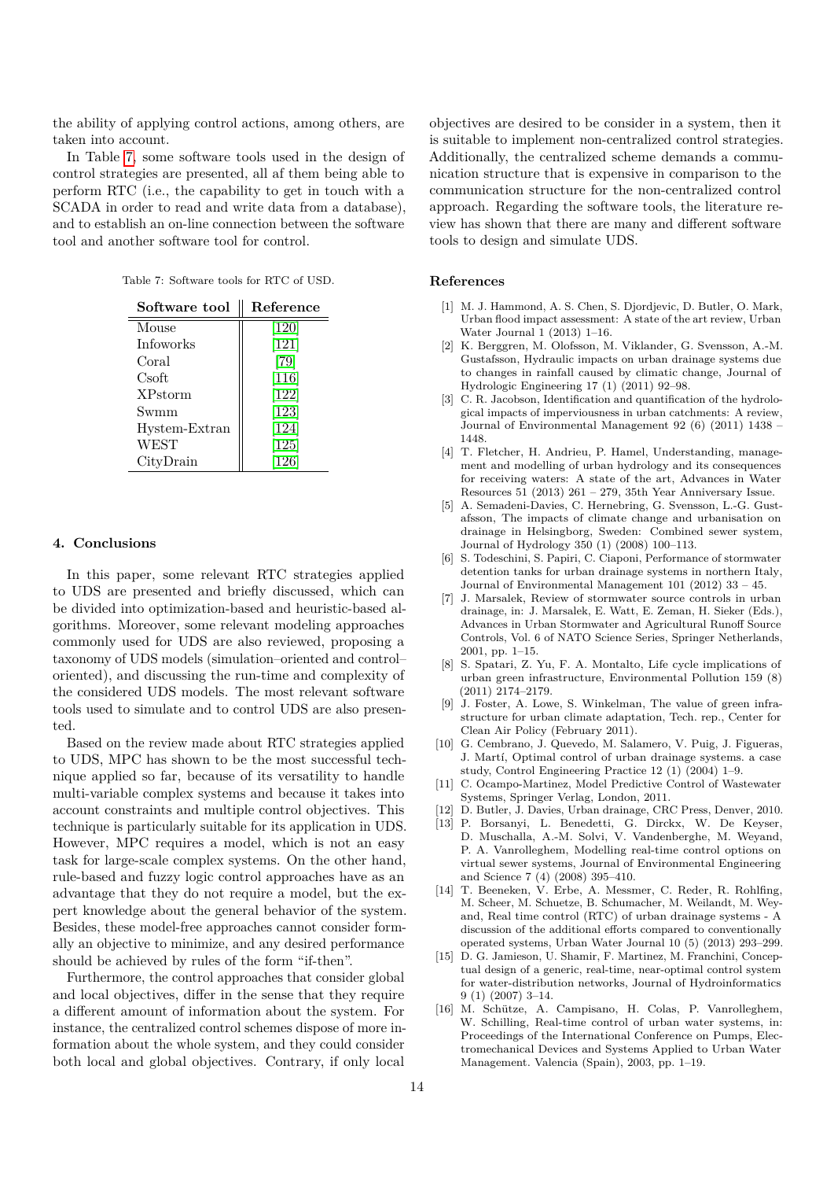the ability of applying control actions, among others, are taken into account.

In Table 7, some software tools used in the design of control strategies are presented, all af them being able to perform RTC (i.e., the capability to get in touch with a SCADA in order to read and write data from a database), and to establish an on-line connection between the software tool and another software tool for control.

Table 7: Software tools for RTC of USD.

| Software tool | Reference |
|---|---|
| Mouse | [120] |
| Infoworks | [121] |
| Coral | [79] |
| Csoft | [116] |
| XPstorm | [122] |
| Swmm | [123] |
| Hystem-Extran | [124] |
| WEST | [125] |
| CityDrain | [126] |

## 4. Conclusions

In this paper, some relevant RTC strategies applied to UDS are presented and briefly discussed, which can be divided into optimization-based and heuristic-based algorithms. Moreover, some relevant modeling approaches commonly used for UDS are also reviewed, proposing a taxonomy of UDS models (simulation–oriented and control–oriented), and discussing the run-time and complexity of the considered UDS models. The most relevant software tools used to simulate and to control UDS are also presented.

Based on the review made about RTC strategies applied to UDS, MPC has shown to be the most successful technique applied so far, because of its versatility to handle multi-variable complex systems and because it takes into account constraints and multiple control objectives. This technique is particularly suitable for its application in UDS. However, MPC requires a model, which is not an easy task for large-scale complex systems. On the other hand, rule-based and fuzzy logic control approaches have as an advantage that they do not require a model, but the expert knowledge about the general behavior of the system. Besides, these model-free approaches cannot consider formally an objective to minimize, and any desired performance should be achieved by rules of the form "if-then".

Furthermore, the control approaches that consider global and local objectives, differ in the sense that they require a different amount of information about the system. For instance, the centralized control schemes dispose of more information about the whole system, and they could consider both local and global objectives. Contrary, if only local objectives are desired to be consider in a system, then it is suitable to implement non-centralized control strategies. Additionally, the centralized scheme demands a communication structure that is expensive in comparison to the communication structure for the non-centralized control approach. Regarding the software tools, the literature review has shown that there are many and different software tools to design and simulate UDS.

## References

[1] M. J. Hammond, A. S. Chen, S. Djordjevic, D. Butler, O. Mark, Urban flood impact assessment: A state of the art review, Urban Water Journal 1 (2013) 1–16.

[2] K. Berggren, M. Olofsson, M. Viklander, G. Svensson, A.-M. Gustafsson, Hydraulic impacts on urban drainage systems due to changes in rainfall caused by climatic change, Journal of Hydrologic Engineering 17 (1) (2011) 92–98.

[3] C. R. Jacobson, Identification and quantification of the hydrological impacts of imperviousness in urban catchments: A review, Journal of Environmental Management 92 (6) (2011) 1438 – 1448.

[4] T. Fletcher, H. Andrieu, P. Hamel, Understanding, management and modelling of urban hydrology and its consequences for receiving waters: A state of the art, Advances in Water Resources 51 (2013) 261 – 279, 35th Year Anniversary Issue.

[5] A. Semadeni-Davies, C. Hernebring, G. Svensson, L.-G. Gustafsson, The impacts of climate change and urbanisation on drainage in Helsingborg, Sweden: Combined sewer system, Journal of Hydrology 350 (1) (2008) 100–113.

[6] S. Todeschini, S. Papiri, C. Ciaponi, Performance of stormwater detention tanks for urban drainage systems in northern Italy, Journal of Environmental Management 101 (2012) 33 – 45.

[7] J. Marsalek, Review of stormwater source controls in urban drainage, in: J. Marsalek, E. Watt, E. Zeman, H. Sieker (Eds.), Advances in Urban Stormwater and Agricultural Runoff Source Controls, Vol. 6 of NATO Science Series, Springer Netherlands, 2001, pp. 1–15.

[8] S. Spatari, Z. Yu, F. A. Montalto, Life cycle implications of urban green infrastructure, Environmental Pollution 159 (8) (2011) 2174–2179.

[9] J. Foster, A. Lowe, S. Winkelman, The value of green infrastructure for urban climate adaptation, Tech. rep., Center for Clean Air Policy (February 2011).

[10] G. Cembrano, J. Quevedo, M. Salamero, V. Puig, J. Figueras, J. Martí, Optimal control of urban drainage systems. a case study, Control Engineering Practice 12 (1) (2004) 1–9.

[11] C. Ocampo-Martinez, Model Predictive Control of Wastewater Systems, Springer Verlag, London, 2011.

[12] D. Butler, J. Davies, Urban drainage, CRC Press, Denver, 2010.

[13] P. Borsanyi, L. Benedetti, G. Dirckx, W. De Keyser, D. Muschalla, A.-M. Solvi, V. Vandenberghe, M. Weyand, P. A. Vanrolleghem, Modelling real-time control options on virtual sewer systems, Journal of Environmental Engineering and Science 7 (4) (2008) 395–410.

[14] T. Beeneken, V. Erbe, A. Messmer, C. Reder, R. Rohlfing, M. Scheer, M. Schuetze, B. Schumacher, M. Weilandt, M. Weyand, Real time control (RTC) of urban drainage systems - A discussion of the additional efforts compared to conventionally operated systems, Urban Water Journal 10 (5) (2013) 293–299.

[15] D. G. Jamieson, U. Shamir, F. Martinez, M. Franchini, Conceptual design of a generic, real-time, near-optimal control system for water-distribution networks, Journal of Hydroinformatics 9 (1) (2007) 3–14.

[16] M. Schütze, A. Campisano, H. Colas, P. Vanrolleghem, W. Schilling, Real-time control of urban water systems, in: Proceedings of the International Conference on Pumps, Electromechanical Devices and Systems Applied to Urban Water Management. Valencia (Spain), 2003, pp. 1–19.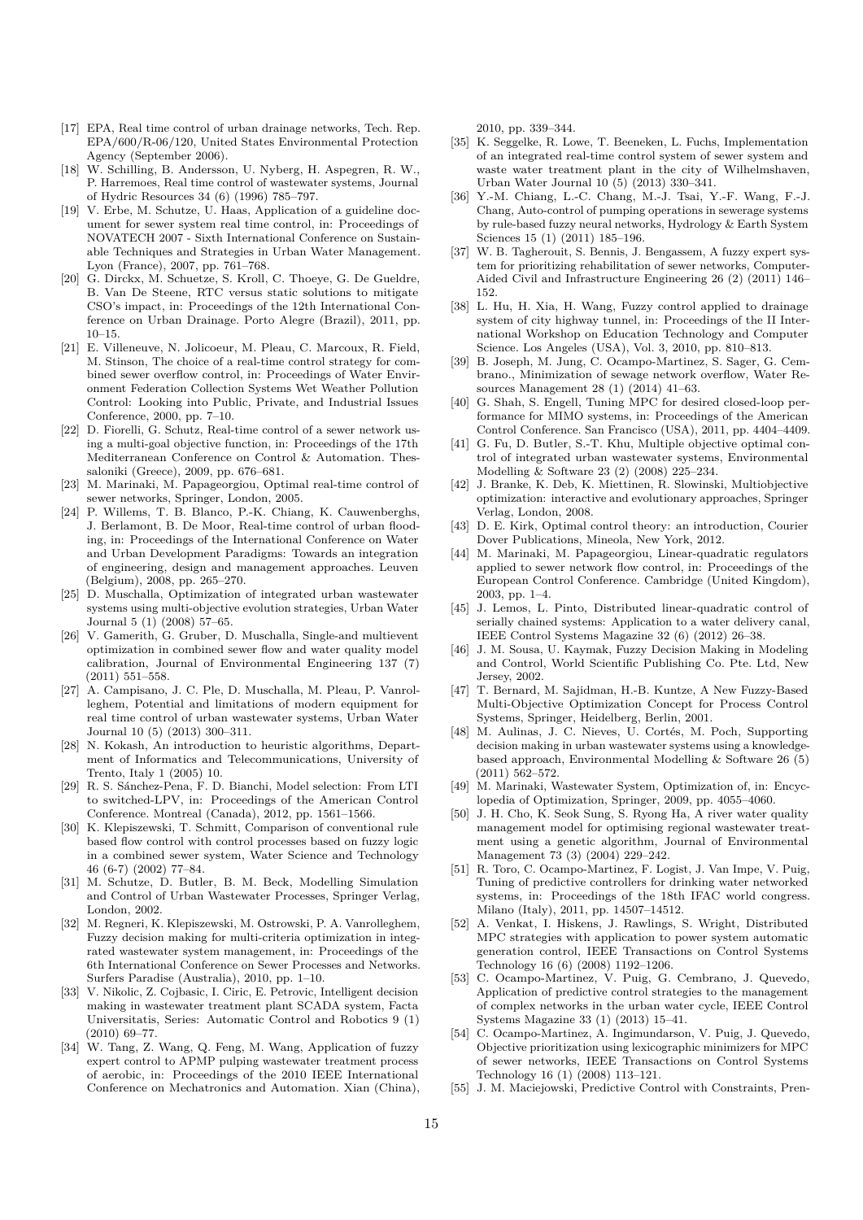[17] EPA, Real time control of urban drainage networks, Tech. Rep. EPA/600/R-06/120, United States Environmental Protection Agency (September 2006).

[18] W. Schilling, B. Andersson, U. Nyberg, H. Aspegren, R. W., P. Harremoes, Real time control of wastewater systems, Journal of Hydric Resources 34 (6) (1996) 785–797.

[19] V. Erbe, M. Schutze, U. Haas, Application of a guideline document for sewer system real time control, in: Proceedings of NOVATECH 2007 - Sixth International Conference on Sustainable Techniques and Strategies in Urban Water Management. Lyon (France), 2007, pp. 761–768.

[20] G. Dirckx, M. Schuetze, S. Kroll, C. Thoeye, G. De Gueldre, B. Van De Steene, RTC versus static solutions to mitigate CSO's impact, in: Proceedings of the 12th International Conference on Urban Drainage. Porto Alegre (Brazil), 2011, pp. 10–15.

[21] E. Villeneuve, N. Jolicoeur, M. Pleau, C. Marcoux, R. Field, M. Stinson, The choice of a real-time control strategy for combined sewer overflow control, in: Proceedings of Water Environment Federation Collection Systems Wet Weather Pollution Control: Looking into Public, Private, and Industrial Issues Conference, 2000, pp. 7–10.

[22] D. Fiorelli, G. Schutz, Real-time control of a sewer network using a multi-goal objective function, in: Proceedings of the 17th Mediterranean Conference on Control & Automation. Thessaloniki (Greece), 2009, pp. 676–681.

[23] M. Marinaki, M. Papageorgiou, Optimal real-time control of sewer networks, Springer, London, 2005.

[24] P. Willems, T. B. Blanco, P.-K. Chiang, K. Cauwenberghs, J. Berlamont, B. De Moor, Real-time control of urban flooding, in: Proceedings of the International Conference on Water and Urban Development Paradigms: Towards an integration of engineering, design and management approaches. Leuven (Belgium), 2008, pp. 265–270.

[25] D. Muschalla, Optimization of integrated urban wastewater systems using multi-objective evolution strategies, Urban Water Journal 5 (1) (2008) 57–65.

[26] V. Gamerith, G. Gruber, D. Muschalla, Single-and multievent optimization in combined sewer flow and water quality model calibration, Journal of Environmental Engineering 137 (7) (2011) 551–558.

[27] A. Campisano, J. C. Ple, D. Muschalla, M. Pleau, P. Vanrolleghem, Potential and limitations of modern equipment for real time control of urban wastewater systems, Urban Water Journal 10 (5) (2013) 300–311.

[28] N. Kokash, An introduction to heuristic algorithms, Department of Informatics and Telecommunications, University of Trento, Italy 1 (2005) 10.

[29] R. S. Sánchez-Pena, F. D. Bianchi, Model selection: From LTI to switched-LPV, in: Proceedings of the American Control Conference. Montreal (Canada), 2012, pp. 1561–1566.

[30] K. Klepiszewski, T. Schmitt, Comparison of conventional rule based flow control with control processes based on fuzzy logic in a combined sewer system, Water Science and Technology 46 (6-7) (2002) 77–84.

[31] M. Schutze, D. Butler, B. M. Beck, Modelling Simulation and Control of Urban Wastewater Processes, Springer Verlag, London, 2002.

[32] M. Regneri, K. Klepiszewski, M. Ostrowski, P. A. Vanrolleghem, Fuzzy decision making for multi-criteria optimization in integrated wastewater system management, in: Proceedings of the 6th International Conference on Sewer Processes and Networks. Surfers Paradise (Australia), 2010, pp. 1–10.

[33] V. Nikolic, Z. Cojbasic, I. Ciric, E. Petrovic, Intelligent decision making in wastewater treatment plant SCADA system, Facta Universitatis, Series: Automatic Control and Robotics 9 (1) (2010) 69–77.

[34] W. Tang, Z. Wang, Q. Feng, M. Wang, Application of fuzzy expert control to APMP pulping wastewater treatment process of aerobic, in: Proceedings of the 2010 IEEE International Conference on Mechatronics and Automation. Xian (China), 2010, pp. 339–344.

[35] K. Seggelke, R. Lowe, T. Beeneken, L. Fuchs, Implementation of an integrated real-time control system of sewer system and waste water treatment plant in the city of Wilhelmshaven, Urban Water Journal 10 (5) (2013) 330–341.

[36] Y.-M. Chiang, L.-C. Chang, M.-J. Tsai, Y.-F. Wang, F.-J. Chang, Auto-control of pumping operations in sewerage systems by rule-based fuzzy neural networks, Hydrology & Earth System Sciences 15 (1) (2011) 185–196.

[37] W. B. Tagherouit, S. Bennis, J. Bengassem, A fuzzy expert system for prioritizing rehabilitation of sewer networks, Computer-Aided Civil and Infrastructure Engineering 26 (2) (2011) 146–152.

[38] L. Hu, H. Xia, H. Wang, Fuzzy control applied to drainage system of city highway tunnel, in: Proceedings of the II International Workshop on Education Technology and Computer Science. Los Angeles (USA), Vol. 3, 2010, pp. 810–813.

[39] B. Joseph, M. Jung, C. Ocampo-Martinez, S. Sager, G. Cembrano., Minimization of sewage network overflow, Water Resources Management 28 (1) (2014) 41–63.

[40] G. Shah, S. Engell, Tuning MPC for desired closed-loop performance for MIMO systems, in: Proceedings of the American Control Conference. San Francisco (USA), 2011, pp. 4404–4409.

[41] G. Fu, D. Butler, S.-T. Khu, Multiple objective optimal control of integrated urban wastewater systems, Environmental Modelling & Software 23 (2) (2008) 225–234.

[42] J. Branke, K. Deb, K. Miettinen, R. Slowinski, Multiobjective optimization: interactive and evolutionary approaches, Springer Verlag, London, 2008.

[43] D. E. Kirk, Optimal control theory: an introduction, Courier Dover Publications, Mineola, New York, 2012.

[44] M. Marinaki, M. Papageorgiou, Linear-quadratic regulators applied to sewer network flow control, in: Proceedings of the European Control Conference. Cambridge (United Kingdom), 2003, pp. 1–4.

[45] J. Lemos, L. Pinto, Distributed linear-quadratic control of serially chained systems: Application to a water delivery canal, IEEE Control Systems Magazine 32 (6) (2012) 26–38.

[46] J. M. Sousa, U. Kaymak, Fuzzy Decision Making in Modeling and Control, World Scientific Publishing Co. Pte. Ltd, New Jersey, 2002.

[47] T. Bernard, M. Sajidman, H.-B. Kuntze, A New Fuzzy-Based Multi-Objective Optimization Concept for Process Control Systems, Springer, Heidelberg, Berlin, 2001.

[48] M. Aulinas, J. C. Nieves, U. Cortés, M. Poch, Supporting decision making in urban wastewater systems using a knowledge-based approach, Environmental Modelling & Software 26 (5) (2011) 562–572.

[49] M. Marinaki, Wastewater System, Optimization of, in: Encyclopedia of Optimization, Springer, 2009, pp. 4055–4060.

[50] J. H. Cho, K. Seok Sung, S. Ryong Ha, A river water quality management model for optimising regional wastewater treatment using a genetic algorithm, Journal of Environmental Management 73 (3) (2004) 229–242.

[51] R. Toro, C. Ocampo-Martinez, F. Logist, J. Van Impe, V. Puig, Tuning of predictive controllers for drinking water networked systems, in: Proceedings of the 18th IFAC world congress. Milano (Italy), 2011, pp. 14507–14512.

[52] A. Venkat, I. Hiskens, J. Rawlings, S. Wright, Distributed MPC strategies with application to power system automatic generation control, IEEE Transactions on Control Systems Technology 16 (6) (2008) 1192–1206.

[53] C. Ocampo-Martinez, V. Puig, G. Cembrano, J. Quevedo, Application of predictive control strategies to the management of complex networks in the urban water cycle, IEEE Control Systems Magazine 33 (1) (2013) 15–41.

[54] C. Ocampo-Martinez, A. Ingimundarson, V. Puig, J. Quevedo, Objective prioritization using lexicographic minimizers for MPC of sewer networks, IEEE Transactions on Control Systems Technology 16 (1) (2008) 113–121.

[55] J. M. Maciejowski, Predictive Control with Constraints, Pren-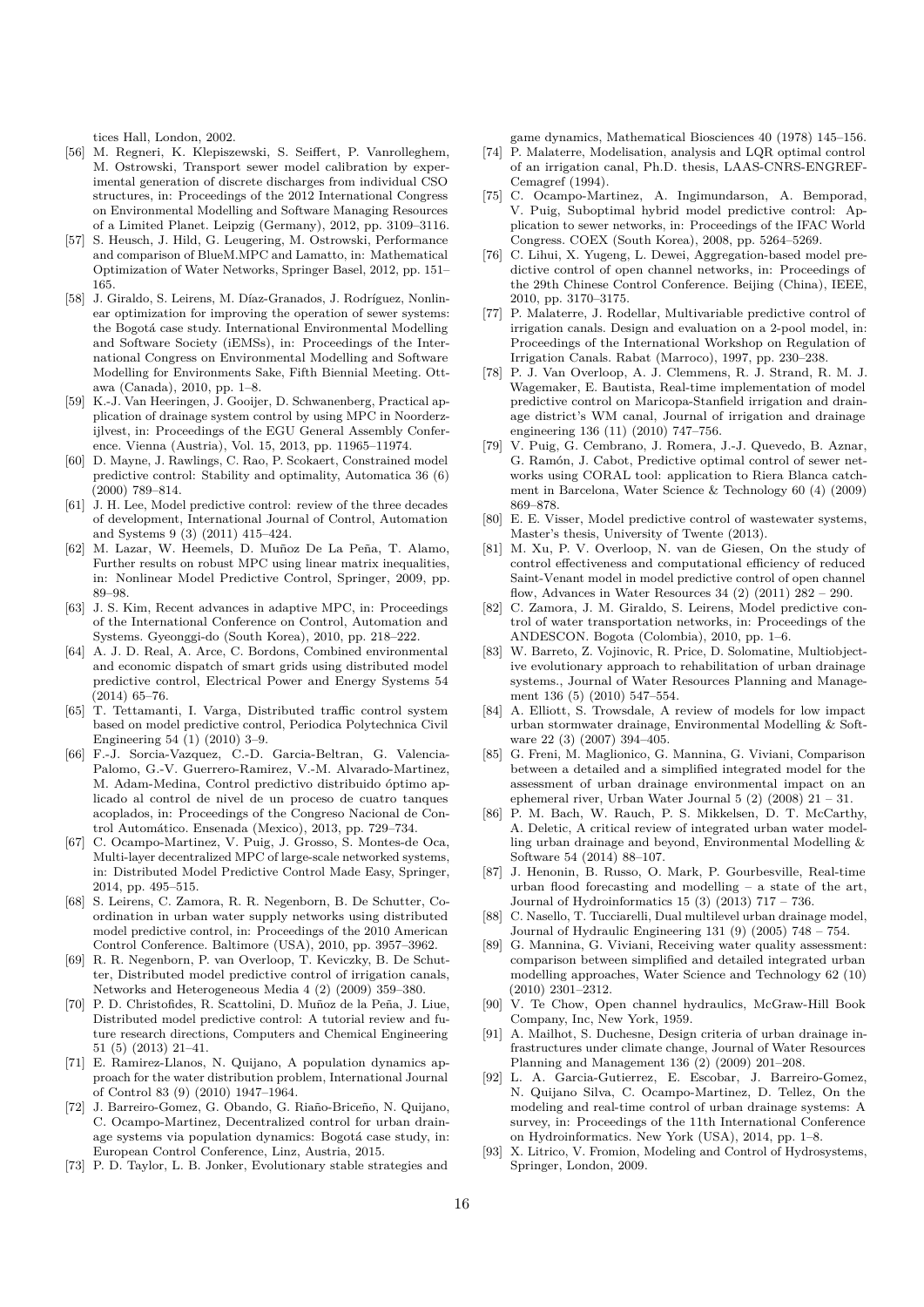tices Hall, London, 2002.

[56] M. Regneri, K. Klepiszewski, S. Seiffert, P. Vanrolleghem, M. Ostrowski, Transport sewer model calibration by experimental generation of discrete discharges from individual CSO structures, in: Proceedings of the 2012 International Congress on Environmental Modelling and Software Managing Resources of a Limited Planet. Leipzig (Germany), 2012, pp. 3109–3116.

[57] S. Heusch, J. Hild, G. Leugering, M. Ostrowski, Performance and comparison of BlueM.MPC and Lamatto, in: Mathematical Optimization of Water Networks, Springer Basel, 2012, pp. 151–165.

[58] J. Giraldo, S. Leirens, M. Díaz-Granados, J. Rodríguez, Nonlinear optimization for improving the operation of sewer systems: the Bogotá case study. International Environmental Modelling and Software Society (iEMSs), in: Proceedings of the International Congress on Environmental Modelling and Software Modelling for Environments Sake, Fifth Biennial Meeting. Ottawa (Canada), 2010, pp. 1–8.

[59] K.-J. Van Heeringen, J. Gooijer, D. Schwanenberg, Practical application of drainage system control by using MPC in Noorderzijlvest, in: Proceedings of the EGU General Assembly Conference. Vienna (Austria), Vol. 15, 2013, pp. 11965–11974.

[60] D. Mayne, J. Rawlings, C. Rao, P. Scokaert, Constrained model predictive control: Stability and optimality, Automatica 36 (6) (2000) 789–814.

[61] J. H. Lee, Model predictive control: review of the three decades of development, International Journal of Control, Automation and Systems 9 (3) (2011) 415–424.

[62] M. Lazar, W. Heemels, D. Muñoz De La Peña, T. Alamo, Further results on robust MPC using linear matrix inequalities, in: Nonlinear Model Predictive Control, Springer, 2009, pp. 89–98.

[63] J. S. Kim, Recent advances in adaptive MPC, in: Proceedings of the International Conference on Control, Automation and Systems. Gyeonggi-do (South Korea), 2010, pp. 218–222.

[64] A. J. D. Real, A. Arce, C. Bordons, Combined environmental and economic dispatch of smart grids using distributed model predictive control, Electrical Power and Energy Systems 54 (2014) 65–76.

[65] T. Tettamanti, I. Varga, Distributed traffic control system based on model predictive control, Periodica Polytechnica Civil Engineering 54 (1) (2010) 3–9.

[66] F.-J. Sorcia-Vazquez, C.-D. Garcia-Beltran, G. Valencia-Palomo, G.-V. Guerrero-Ramirez, V.-M. Alvarado-Martinez, M. Adam-Medina, Control predictivo distribuido óptimo aplicado al control de nivel de un proceso de cuatro tanques acoplados, in: Proceedings of the Congreso Nacional de Control Automático. Ensenada (Mexico), 2013, pp. 729–734.

[67] C. Ocampo-Martinez, V. Puig, J. Grosso, S. Montes-de Oca, Multi-layer decentralized MPC of large-scale networked systems, in: Distributed Model Predictive Control Made Easy, Springer, 2014, pp. 495–515.

[68] S. Leirens, C. Zamora, R. R. Negenborn, B. De Schutter, Coordination in urban water supply networks using distributed model predictive control, in: Proceedings of the 2010 American Control Conference. Baltimore (USA), 2010, pp. 3957–3962.

[69] R. R. Negenborn, P. van Overloop, T. Keviczky, B. De Schutter, Distributed model predictive control of irrigation canals, Networks and Heterogeneous Media 4 (2) (2009) 359–380.

[70] P. D. Christofides, R. Scattolini, D. Muñoz de la Peña, J. Liue, Distributed model predictive control: A tutorial review and future research directions, Computers and Chemical Engineering 51 (5) (2013) 21–41.

[71] E. Ramirez-Llanos, N. Quijano, A population dynamics approach for the water distribution problem, International Journal of Control 83 (9) (2010) 1947–1964.

[72] J. Barreiro-Gomez, G. Obando, G. Riaño-Briceño, N. Quijano, C. Ocampo-Martinez, Decentralized control for urban drainage systems via population dynamics: Bogotá case study, in: European Control Conference, Linz, Austria, 2015.

[73] P. D. Taylor, L. B. Jonker, Evolutionary stable strategies and game dynamics, Mathematical Biosciences 40 (1978) 145–156.

[74] P. Malaterre, Modelisation, analysis and LQR optimal control of an irrigation canal, Ph.D. thesis, LAAS-CNRS-ENGREF-Cemagref (1994).

[75] C. Ocampo-Martinez, A. Ingimundarson, A. Bemporad, V. Puig, Suboptimal hybrid model predictive control: Application to sewer networks, in: Proceedings of the IFAC World Congress. COEX (South Korea), 2008, pp. 5264–5269.

[76] C. Lihui, X. Yugeng, L. Dewei, Aggregation-based model predictive control of open channel networks, in: Proceedings of the 29th Chinese Control Conference. Beijing (China), IEEE, 2010, pp. 3170–3175.

[77] P. Malaterre, J. Rodellar, Multivariable predictive control of irrigation canals. Design and evaluation on a 2-pool model, in: Proceedings of the International Workshop on Regulation of Irrigation Canals. Rabat (Marroco), 1997, pp. 230–238.

[78] P. J. Van Overloop, A. J. Clemmens, R. J. Strand, R. M. J. Wagemaker, E. Bautista, Real-time implementation of model predictive control on Maricopa-Stanfield irrigation and drainage district's WM canal, Journal of irrigation and drainage engineering 136 (11) (2010) 747–756.

[79] V. Puig, G. Cembrano, J. Romera, J.-J. Quevedo, B. Aznar, G. Ramón, J. Cabot, Predictive optimal control of sewer networks using CORAL tool: application to Riera Blanca catchment in Barcelona, Water Science & Technology 60 (4) (2009) 869–878.

[80] E. E. Visser, Model predictive control of wastewater systems, Master's thesis, University of Twente (2013).

[81] M. Xu, P. V. Overloop, N. van de Giesen, On the study of control effectiveness and computational efficiency of reduced Saint-Venant model in model predictive control of open channel flow, Advances in Water Resources 34 (2) (2011) 282 – 290.

[82] C. Zamora, J. M. Giraldo, S. Leirens, Model predictive control of water transportation networks, in: Proceedings of the ANDESCON. Bogota (Colombia), 2010, pp. 1–6.

[83] W. Barreto, Z. Vojinovic, R. Price, D. Solomatine, Multiobjective evolutionary approach to rehabilitation of urban drainage systems., Journal of Water Resources Planning and Management 136 (5) (2010) 547–554.

[84] A. Elliott, S. Trowsdale, A review of models for low impact urban stormwater drainage, Environmental Modelling & Software 22 (3) (2007) 394–405.

[85] G. Freni, M. Maglionico, G. Mannina, G. Viviani, Comparison between a detailed and a simplified integrated model for the assessment of urban drainage environmental impact on an ephemeral river, Urban Water Journal 5 (2) (2008) 21 – 31.

[86] P. M. Bach, W. Rauch, P. S. Mikkelsen, D. T. McCarthy, A. Deletic, A critical review of integrated urban water modelling urban drainage and beyond, Environmental Modelling & Software 54 (2014) 88–107.

[87] J. Henonin, B. Russo, O. Mark, P. Gourbesville, Real-time urban flood forecasting and modelling – a state of the art, Journal of Hydroinformatics 15 (3) (2013) 717 – 736.

[88] C. Nasello, T. Tucciarelli, Dual multilevel urban drainage model, Journal of Hydraulic Engineering 131 (9) (2005) 748 – 754.

[89] G. Mannina, G. Viviani, Receiving water quality assessment: comparison between simplified and detailed integrated urban modelling approaches, Water Science and Technology 62 (10) (2010) 2301–2312.

[90] V. Te Chow, Open channel hydraulics, McGraw-Hill Book Company, Inc, New York, 1959.

[91] A. Mailhot, S. Duchesne, Design criteria of urban drainage infrastructures under climate change, Journal of Water Resources Planning and Management 136 (2) (2009) 201–208.

[92] L. A. Garcia-Gutierrez, E. Escobar, J. Barreiro-Gomez, N. Quijano Silva, C. Ocampo-Martinez, D. Tellez, On the modeling and real-time control of urban drainage systems: A survey, in: Proceedings of the 11th International Conference on Hydroinformatics. New York (USA), 2014, pp. 1–8.

[93] X. Litrico, V. Fromion, Modeling and Control of Hydrosystems, Springer, London, 2009.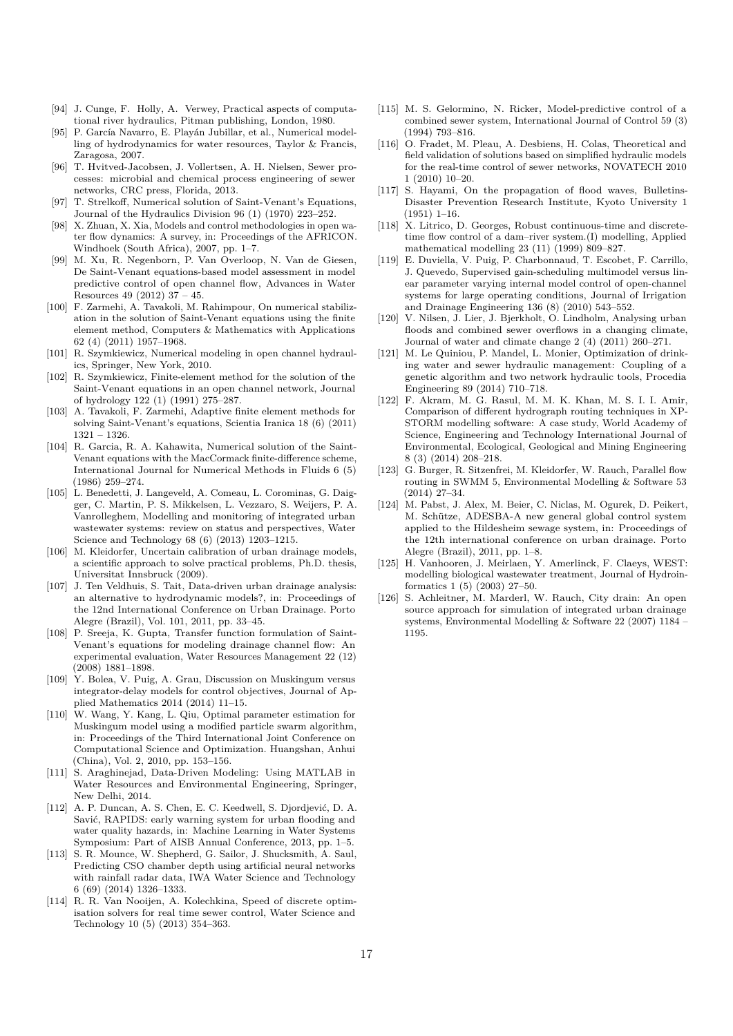[94] J. Cunge, F. Holly, A. Verwey, Practical aspects of computational river hydraulics, Pitman publishing, London, 1980.

[95] P. García Navarro, E. Playán Jubillar, et al., Numerical modelling of hydrodynamics for water resources, Taylor & Francis, Zaragosa, 2007.

[96] T. Hvitved-Jacobsen, J. Vollertsen, A. H. Nielsen, Sewer processes: microbial and chemical process engineering of sewer networks, CRC press, Florida, 2013.

[97] T. Strelkoff, Numerical solution of Saint-Venant's Equations, Journal of the Hydraulics Division 96 (1) (1970) 223–252.

[98] X. Zhuan, X. Xia, Models and control methodologies in open water flow dynamics: A survey, in: Proceedings of the AFRICON. Windhoek (South Africa), 2007, pp. 1–7.

[99] M. Xu, R. Negenborn, P. Van Overloop, N. Van de Giesen, De Saint-Venant equations-based model assessment in model predictive control of open channel flow, Advances in Water Resources 49 (2012) 37 – 45.

[100] F. Zarmehi, A. Tavakoli, M. Rahimpour, On numerical stabilization in the solution of Saint-Venant equations using the finite element method, Computers & Mathematics with Applications 62 (4) (2011) 1957–1968.

[101] R. Szymkiewicz, Numerical modeling in open channel hydraulics, Springer, New York, 2010.

[102] R. Szymkiewicz, Finite-element method for the solution of the Saint-Venant equations in an open channel network, Journal of hydrology 122 (1) (1991) 275–287.

[103] A. Tavakoli, F. Zarmehi, Adaptive finite element methods for solving Saint-Venant's equations, Scientia Iranica 18 (6) (2011) 1321 – 1326.

[104] R. Garcia, R. A. Kahawita, Numerical solution of the Saint-Venant equations with the MacCormack finite-difference scheme, International Journal for Numerical Methods in Fluids 6 (5) (1986) 259–274.

[105] L. Benedetti, J. Langeveld, A. Comeau, L. Corominas, G. Daigger, C. Martin, P. S. Mikkelsen, L. Vezzaro, S. Weijers, P. A. Vanrolleghem, Modelling and monitoring of integrated urban wastewater systems: review on status and perspectives, Water Science and Technology 68 (6) (2013) 1203–1215.

[106] M. Kleidorfer, Uncertain calibration of urban drainage models, a scientific approach to solve practical problems, Ph.D. thesis, Universitat Innsbruck (2009).

[107] J. Ten Veldhuis, S. Tait, Data-driven urban drainage analysis: an alternative to hydrodynamic models?, in: Proceedings of the 12nd International Conference on Urban Drainage. Porto Alegre (Brazil), Vol. 101, 2011, pp. 33–45.

[108] P. Sreeja, K. Gupta, Transfer function formulation of Saint-Venant's equations for modeling drainage channel flow: An experimental evaluation, Water Resources Management 22 (12) (2008) 1881–1898.

[109] Y. Bolea, V. Puig, A. Grau, Discussion on Muskingum versus integrator-delay models for control objectives, Journal of Applied Mathematics 2014 (2014) 11–15.

[110] W. Wang, Y. Kang, L. Qiu, Optimal parameter estimation for Muskingum model using a modified particle swarm algorithm, in: Proceedings of the Third International Joint Conference on Computational Science and Optimization. Huangshan, Anhui (China), Vol. 2, 2010, pp. 153–156.

[111] S. Araghinejad, Data-Driven Modeling: Using MATLAB in Water Resources and Environmental Engineering, Springer, New Delhi, 2014.

[112] A. P. Duncan, A. S. Chen, E. C. Keedwell, S. Djordjević, D. A. Savić, RAPIDS: early warning system for urban flooding and water quality hazards, in: Machine Learning in Water Systems Symposium: Part of AISB Annual Conference, 2013, pp. 1–5.

[113] S. R. Mounce, W. Shepherd, G. Sailor, J. Shucksmith, A. Saul, Predicting CSO chamber depth using artificial neural networks with rainfall radar data, IWA Water Science and Technology 6 (69) (2014) 1326–1333.

[114] R. R. Van Nooijen, A. Kolechkina, Speed of discrete optimisation solvers for real time sewer control, Water Science and Technology 10 (5) (2013) 354–363.

[115] M. S. Gelormino, N. Ricker, Model-predictive control of a combined sewer system, International Journal of Control 59 (3) (1994) 793–816.

[116] O. Fradet, M. Pleau, A. Desbiens, H. Colas, Theoretical and field validation of solutions based on simplified hydraulic models for the real-time control of sewer networks, NOVATECH 2010 1 (2010) 10–20.

[117] S. Hayami, On the propagation of flood waves, Bulletins-Disaster Prevention Research Institute, Kyoto University 1 (1951) 1–16.

[118] X. Litrico, D. Georges, Robust continuous-time and discrete-time flow control of a dam–river system.(I) modelling, Applied mathematical modelling 23 (11) (1999) 809–827.

[119] E. Duviella, V. Puig, P. Charbonnaud, T. Escobet, F. Carrillo, J. Quevedo, Supervised gain-scheduling multimodel versus linear parameter varying internal model control of open-channel systems for large operating conditions, Journal of Irrigation and Drainage Engineering 136 (8) (2010) 543–552.

[120] V. Nilsen, J. Lier, J. Bjerkholt, O. Lindholm, Analysing urban floods and combined sewer overflows in a changing climate, Journal of water and climate change 2 (4) (2011) 260–271.

[121] M. Le Quiniou, P. Mandel, L. Monier, Optimization of drinking water and sewer hydraulic management: Coupling of a genetic algorithm and two network hydraulic tools, Procedia Engineering 89 (2014) 710–718.

[122] F. Akram, M. G. Rasul, M. M. K. Khan, M. S. I. I. Amir, Comparison of different hydrograph routing techniques in XP-STORM modelling software: A case study, World Academy of Science, Engineering and Technology International Journal of Environmental, Ecological, Geological and Mining Engineering 8 (3) (2014) 208–218.

[123] G. Burger, R. Sitzenfrei, M. Kleidorfer, W. Rauch, Parallel flow routing in SWMM 5, Environmental Modelling & Software 53 (2014) 27–34.

[124] M. Pabst, J. Alex, M. Beier, C. Niclas, M. Ogurek, D. Peikert, M. Schütze, ADESBA-A new general global control system applied to the Hildesheim sewage system, in: Proceedings of the 12th international conference on urban drainage. Porto Alegre (Brazil), 2011, pp. 1–8.

[125] H. Vanhooren, J. Meirlaen, Y. Amerlinck, F. Claeys, WEST: modelling biological wastewater treatment, Journal of Hydroinformatics 1 (5) (2003) 27–50.

[126] S. Achleitner, M. Marderl, W. Rauch, City drain: An open source approach for simulation of integrated urban drainage systems, Environmental Modelling & Software 22 (2007) 1184 – 1195.